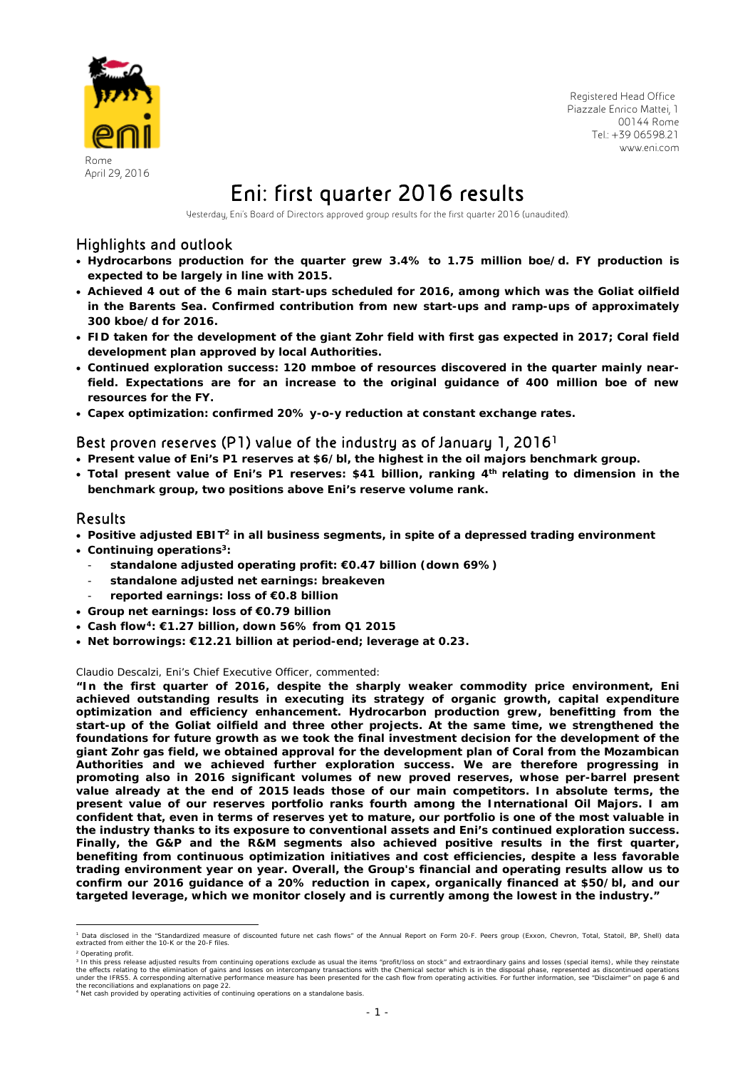Rome
April 29, 2016

Registered Head Office
Piazzale Enrico Mattei, 1
00144 Rome
Tel.: +39 06598.21
www.eni.com

# Eni: first quarter 2016 results

Yesterday, Eni's Board of Directors approved group results for the first quarter 2016 (unaudited).

## Highlights and outlook

- **Hydrocarbons production for the quarter grew 3.4% to 1.75 million boe/d. FY production is expected to be largely in line with 2015.**
- **Achieved 4 out of the 6 main start-ups scheduled for 2016, among which was the Goliat oilfield in the Barents Sea. Confirmed contribution from new start-ups and ramp-ups of approximately 300 kboe/d for 2016.**
- **FID taken for the development of the giant Zohr field with first gas expected in 2017; Coral field development plan approved by local Authorities.**
- **Continued exploration success: 120 mmboe of resources discovered in the quarter mainly near-field. Expectations are for an increase to the original guidance of 400 million boe of new resources for the FY.**
- **Capex optimization: confirmed 20% y-o-y reduction at constant exchange rates.**

## Best proven reserves (P1) value of the industry as of January 1, 2016[1]

- **Present value of Eni's P1 reserves at $6/bl, the highest in the oil majors benchmark group.**
- **Total present value of Eni's P1 reserves: $41 billion, ranking 4th relating to dimension in the benchmark group, two positions above Eni's reserve volume rank.**

## Results

- **Positive adjusted EBIT[2] in all business segments, in spite of a depressed trading environment**
- **Continuing operations[3]:**
  - **standalone adjusted operating profit: €0.47 billion (down 69%)**
  - **standalone adjusted net earnings: breakeven**
  - **reported earnings: loss of €0.8 billion**
- **Group net earnings: loss of €0.79 billion**
- **Cash flow[4]: €1.27 billion, down 56% from Q1 2015**
- **Net borrowings: €12.21 billion at period-end; leverage at 0.23.**

Claudio Descalzi, Eni's Chief Executive Officer, commented:

**"In the first quarter of 2016, despite the sharply weaker commodity price environment, Eni achieved outstanding results in executing its strategy of organic growth, capital expenditure optimization and efficiency enhancement. Hydrocarbon production grew, benefitting from the start-up of the Goliat oilfield and three other projects. At the same time, we strengthened the foundations for future growth as we took the final investment decision for the development of the giant Zohr gas field, we obtained approval for the development plan of Coral from the Mozambican Authorities and we achieved further exploration success. We are therefore progressing in promoting also in 2016 significant volumes of new proved reserves, whose per-barrel present value already at the end of 2015 leads those of our main competitors. In absolute terms, the present value of our reserves portfolio ranks fourth among the International Oil Majors. I am confident that, even in terms of reserves yet to mature, our portfolio is one of the most valuable in the industry thanks to its exposure to conventional assets and Eni's continued exploration success. Finally, the G&P and the R&M segments also achieved positive results in the first quarter, benefiting from continuous optimization initiatives and cost efficiencies, despite a less favorable trading environment year on year. Overall, the Group's financial and operating results allow us to confirm our 2016 guidance of a 20% reduction in capex, organically financed at $50/bl, and our targeted leverage, which we monitor closely and is currently among the lowest in the industry."**

---

[1] Data disclosed in the "Standardized measure of discounted future net cash flows" of the Annual Report on Form 20-F. Peers group (Exxon, Chevron, Total, Statoil, BP, Shell) data extracted from either the 10-K or the 20-F files.

[2] Operating profit.

[3] In this press release adjusted results from continuing operations exclude as usual the items "profit/loss on stock" and extraordinary gains and losses (special items), while they reinstate the effects relating to the elimination of gains and losses on intercompany transactions with the Chemical sector which is in the disposal phase, represented as discontinued operations under the IFRS5. A corresponding alternative performance measure has been presented for the cash flow from operating activities. For further information, see "Disclaimer" on page 6 and the reconciliations and explanations on page 22.

[4] Net cash provided by operating activities of continuing operations on a standalone basis.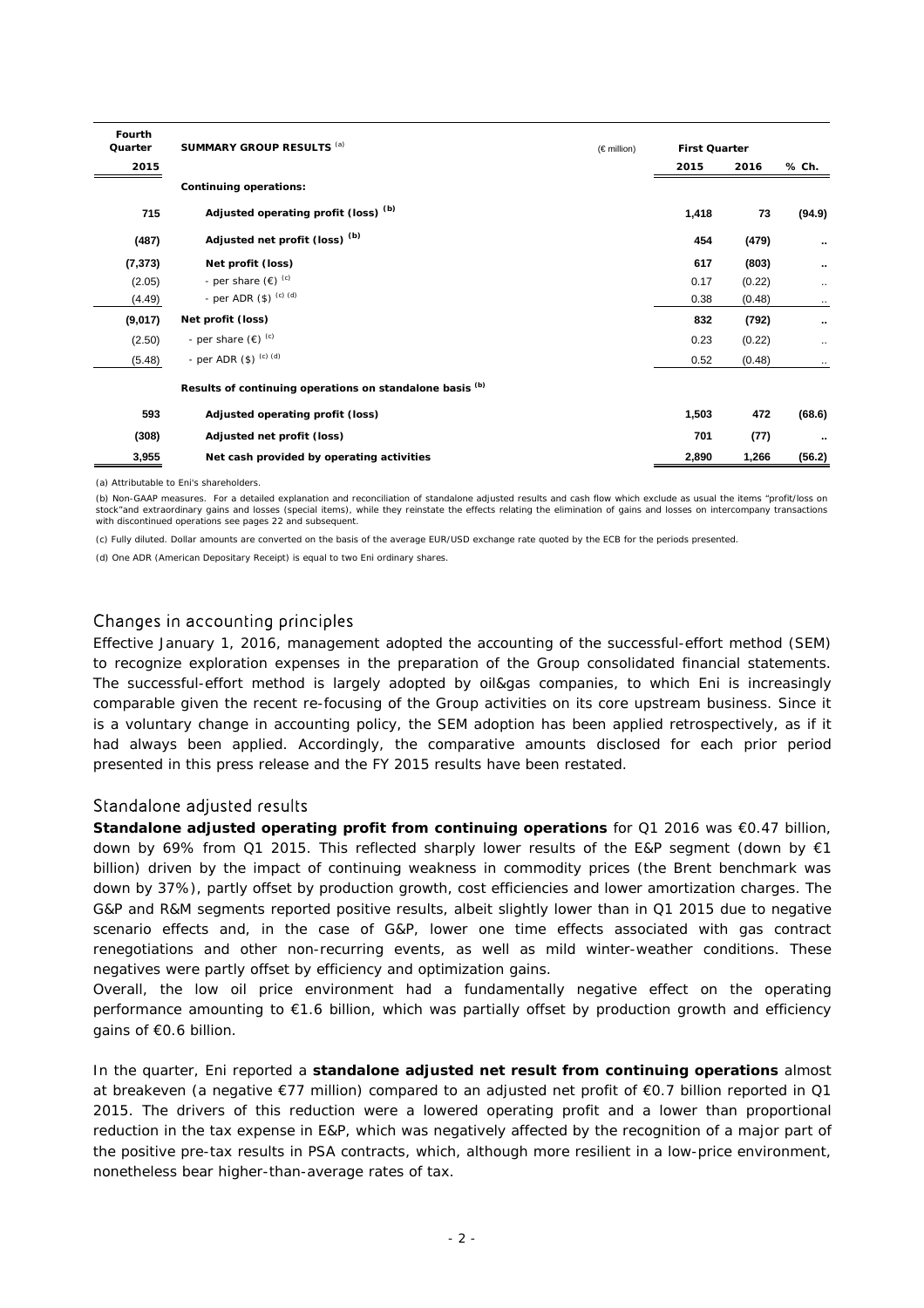| Fourth Quarter 2015 | SUMMARY GROUP RESULTS [a] | (€ million) | First Quarter 2015 | First Quarter 2016 | % Ch. |
|---|---|---|---|---|---|
| | **Continuing operations:** | | | | |
| **715** | **Adjusted operating profit (loss) [b]** | | **1,418** | **73** | **(94.9)** |
| **(487)** | **Adjusted net profit (loss) [b]** | | **454** | **(479)** | **..** |
| **(7,373)** | **Net profit (loss)** | | **617** | **(803)** | **..** |
| (2.05) | - per share (€) [c] | | 0.17 | (0.22) | .. |
| (4.49) | - per ADR ($) [c] [d] | | 0.38 | (0.48) | .. |
| **(9,017)** | **Net profit (loss)** | | **832** | **(792)** | **..** |
| (2.50) | - per share (€) [c] | | 0.23 | (0.22) | .. |
| (5.48) | - per ADR ($) [c] [d] | | 0.52 | (0.48) | .. |
| | **Results of continuing operations on standalone basis [b]** | | | | |
| **593** | **Adjusted operating profit (loss)** | | **1,503** | **472** | **(68.6)** |
| **(308)** | **Adjusted net profit (loss)** | | **701** | **(77)** | **..** |
| **3,955** | **Net cash provided by operating activities** | | **2,890** | **1,266** | **(56.2)** |

(a) Attributable to Eni's shareholders.

(b) Non-GAAP measures. For a detailed explanation and reconciliation of standalone adjusted results and cash flow which exclude as usual the items "profit/loss on stock"and extraordinary gains and losses (special items), while they reinstate the effects relating the elimination of gains and losses on intercompany transactions with discontinued operations see pages 22 and subsequent.

(c) Fully diluted. Dollar amounts are converted on the basis of the average EUR/USD exchange rate quoted by the ECB for the periods presented.

(d) One ADR (American Depositary Receipt) is equal to two Eni ordinary shares.

## Changes in accounting principles

Effective January 1, 2016, management adopted the accounting of the successful-effort method (SEM) to recognize exploration expenses in the preparation of the Group consolidated financial statements. The successful-effort method is largely adopted by oil&gas companies, to which Eni is increasingly comparable given the recent re-focusing of the Group activities on its core upstream business. Since it is a voluntary change in accounting policy, the SEM adoption has been applied retrospectively, as if it had always been applied. Accordingly, the comparative amounts disclosed for each prior period presented in this press release and the FY 2015 results have been restated.

## Standalone adjusted results

**Standalone adjusted operating profit from continuing operations** for Q1 2016 was €0.47 billion, down by 69% from Q1 2015. This reflected sharply lower results of the E&P segment (down by €1 billion) driven by the impact of continuing weakness in commodity prices (the Brent benchmark was down by 37%), partly offset by production growth, cost efficiencies and lower amortization charges. The G&P and R&M segments reported positive results, albeit slightly lower than in Q1 2015 due to negative scenario effects and, in the case of G&P, lower one time effects associated with gas contract renegotiations and other non-recurring events, as well as mild winter-weather conditions. These negatives were partly offset by efficiency and optimization gains.

Overall, the low oil price environment had a fundamentally negative effect on the operating performance amounting to €1.6 billion, which was partially offset by production growth and efficiency gains of €0.6 billion.

In the quarter, Eni reported a **standalone adjusted net result from continuing operations** almost at breakeven (a negative €77 million) compared to an adjusted net profit of €0.7 billion reported in Q1 2015. The drivers of this reduction were a lowered operating profit and a lower than proportional reduction in the tax expense in E&P, which was negatively affected by the recognition of a major part of the positive pre-tax results in PSA contracts, which, although more resilient in a low-price environment, nonetheless bear higher-than-average rates of tax.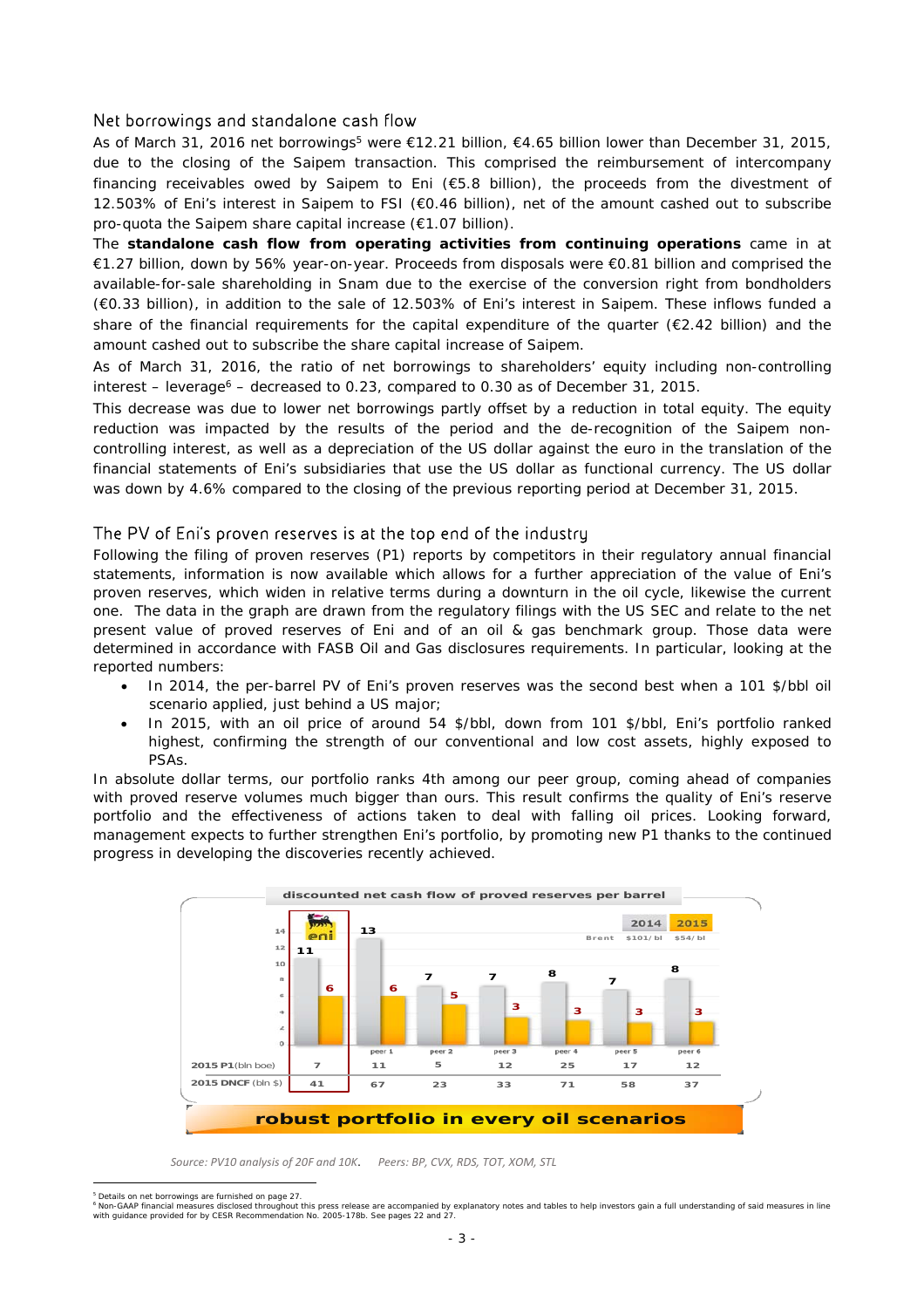## Net borrowings and standalone cash flow

As of March 31, 2016 net borrowings[5] were €12.21 billion, €4.65 billion lower than December 31, 2015, due to the closing of the Saipem transaction. This comprised the reimbursement of intercompany financing receivables owed by Saipem to Eni (€5.8 billion), the proceeds from the divestment of 12.503% of Eni's interest in Saipem to FSI (€0.46 billion), net of the amount cashed out to subscribe pro-quota the Saipem share capital increase (€1.07 billion).

The **standalone cash flow from operating activities from continuing operations** came in at €1.27 billion, down by 56% year-on-year. Proceeds from disposals were €0.81 billion and comprised the available-for-sale shareholding in Snam due to the exercise of the conversion right from bondholders (€0.33 billion), in addition to the sale of 12.503% of Eni's interest in Saipem. These inflows funded a share of the financial requirements for the capital expenditure of the quarter (€2.42 billion) and the amount cashed out to subscribe the share capital increase of Saipem.

As of March 31, 2016, the ratio of net borrowings to shareholders' equity including non-controlling interest – leverage[6] – decreased to 0.23, compared to 0.30 as of December 31, 2015.

This decrease was due to lower net borrowings partly offset by a reduction in total equity. The equity reduction was impacted by the results of the period and the de-recognition of the Saipem non-controlling interest, as well as a depreciation of the US dollar against the euro in the translation of the financial statements of Eni's subsidiaries that use the US dollar as functional currency. The US dollar was down by 4.6% compared to the closing of the previous reporting period at December 31, 2015.

## The PV of Eni's proven reserves is at the top end of the industry

Following the filing of proven reserves (P1) reports by competitors in their regulatory annual financial statements, information is now available which allows for a further appreciation of the value of Eni's proven reserves, which widen in relative terms during a downturn in the oil cycle, likewise the current one. The data in the graph are drawn from the regulatory filings with the US SEC and relate to the net present value of proved reserves of Eni and of an oil & gas benchmark group. Those data were determined in accordance with FASB Oil and Gas disclosures requirements. In particular, looking at the reported numbers:

- In 2014, the per-barrel PV of Eni's proven reserves was the second best when a 101 $/bbl oil scenario applied, just behind a US major;
- In 2015, with an oil price of around 54 $/bbl, down from 101 $/bbl, Eni's portfolio ranked highest, confirming the strength of our conventional and low cost assets, highly exposed to PSAs.

In absolute dollar terms, our portfolio ranks 4th among our peer group, coming ahead of companies with proved reserve volumes much bigger than ours. This result confirms the quality of Eni's reserve portfolio and the effectiveness of actions taken to deal with falling oil prices. Looking forward, management expects to further strengthen Eni's portfolio, by promoting new P1 thanks to the continued progress in developing the discoveries recently achieved.

**discounted net cash flow of proved reserves per barrel**

| | eni | peer 1 | peer 2 | peer 3 | peer 4 | peer 5 | peer 6 |
|---|---|---|---|---|---|---|---|
| 2014 (Brent $101/bl) | 11 | 13 | 7 | 7 | 8 | 7 | 8 |
| 2015 (Brent $54/bl) | 6 | 6 | 5 | 3 | 3 | 3 | 3 |
| 2015 P1 (bln boe) | 7 | 11 | 5 | 12 | 25 | 17 | 12 |
| 2015 DNCF (bln $) | 41 | 67 | 23 | 33 | 71 | 58 | 37 |

**robust portfolio in every oil scenarios**

*Source: PV10 analysis of 20F and 10K. Peers: BP, CVX, RDS, TOT, XOM, STL*

---

[5] Details on net borrowings are furnished on page 27.

[6] Non-GAAP financial measures disclosed throughout this press release are accompanied by explanatory notes and tables to help investors gain a full understanding of said measures in line with guidance provided for by CESR Recommendation No. 2005-178b. See pages 22 and 27.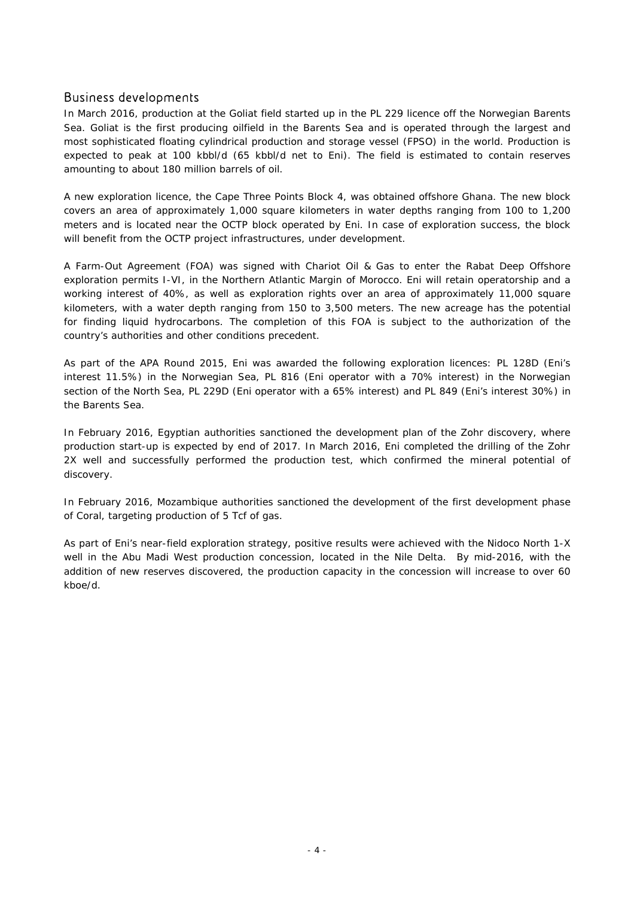## Business developments

In March 2016, production at the Goliat field started up in the PL 229 licence off the Norwegian Barents Sea. Goliat is the first producing oilfield in the Barents Sea and is operated through the largest and most sophisticated floating cylindrical production and storage vessel (FPSO) in the world. Production is expected to peak at 100 kbbl/d (65 kbbl/d net to Eni). The field is estimated to contain reserves amounting to about 180 million barrels of oil.

A new exploration licence, the Cape Three Points Block 4, was obtained offshore Ghana. The new block covers an area of approximately 1,000 square kilometers in water depths ranging from 100 to 1,200 meters and is located near the OCTP block operated by Eni. In case of exploration success, the block will benefit from the OCTP project infrastructures, under development.

A Farm-Out Agreement (FOA) was signed with Chariot Oil & Gas to enter the Rabat Deep Offshore exploration permits I-VI, in the Northern Atlantic Margin of Morocco. Eni will retain operatorship and a working interest of 40%, as well as exploration rights over an area of approximately 11,000 square kilometers, with a water depth ranging from 150 to 3,500 meters. The new acreage has the potential for finding liquid hydrocarbons. The completion of this FOA is subject to the authorization of the country's authorities and other conditions precedent.

As part of the APA Round 2015, Eni was awarded the following exploration licences: PL 128D (Eni's interest 11.5%) in the Norwegian Sea, PL 816 (Eni operator with a 70% interest) in the Norwegian section of the North Sea, PL 229D (Eni operator with a 65% interest) and PL 849 (Eni's interest 30%) in the Barents Sea.

In February 2016, Egyptian authorities sanctioned the development plan of the Zohr discovery, where production start-up is expected by end of 2017. In March 2016, Eni completed the drilling of the Zohr 2X well and successfully performed the production test, which confirmed the mineral potential of discovery.

In February 2016, Mozambique authorities sanctioned the development of the first development phase of Coral, targeting production of 5 Tcf of gas.

As part of Eni's near-field exploration strategy, positive results were achieved with the Nidoco North 1-X well in the Abu Madi West production concession, located in the Nile Delta. By mid-2016, with the addition of new reserves discovered, the production capacity in the concession will increase to over 60 kboe/d.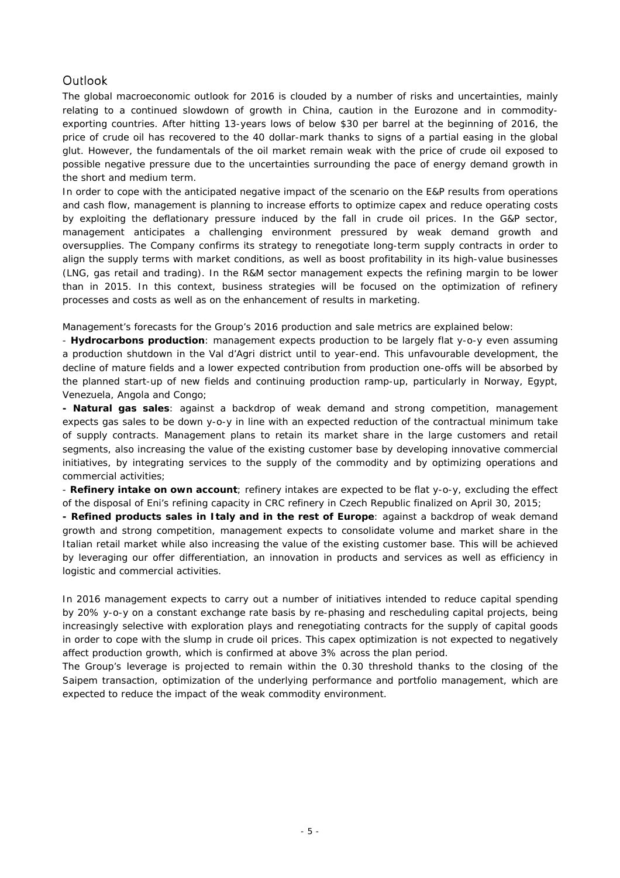## Outlook

The global macroeconomic outlook for 2016 is clouded by a number of risks and uncertainties, mainly relating to a continued slowdown of growth in China, caution in the Eurozone and in commodity-exporting countries. After hitting 13-years lows of below $30 per barrel at the beginning of 2016, the price of crude oil has recovered to the 40 dollar-mark thanks to signs of a partial easing in the global glut. However, the fundamentals of the oil market remain weak with the price of crude oil exposed to possible negative pressure due to the uncertainties surrounding the pace of energy demand growth in the short and medium term.

In order to cope with the anticipated negative impact of the scenario on the E&P results from operations and cash flow, management is planning to increase efforts to optimize capex and reduce operating costs by exploiting the deflationary pressure induced by the fall in crude oil prices. In the G&P sector, management anticipates a challenging environment pressured by weak demand growth and oversupplies. The Company confirms its strategy to renegotiate long-term supply contracts in order to align the supply terms with market conditions, as well as boost profitability in its high-value businesses (LNG, gas retail and trading). In the R&M sector management expects the refining margin to be lower than in 2015. In this context, business strategies will be focused on the optimization of refinery processes and costs as well as on the enhancement of results in marketing.

Management's forecasts for the Group's 2016 production and sale metrics are explained below:

- **Hydrocarbons production**: management expects production to be largely flat y-o-y even assuming a production shutdown in the Val d'Agri district until to year-end. This unfavourable development, the decline of mature fields and a lower expected contribution from production one-offs will be absorbed by the planned start-up of new fields and continuing production ramp-up, particularly in Norway, Egypt, Venezuela, Angola and Congo;
- **Natural gas sales**: against a backdrop of weak demand and strong competition, management expects gas sales to be down y-o-y in line with an expected reduction of the contractual minimum take of supply contracts. Management plans to retain its market share in the large customers and retail segments, also increasing the value of the existing customer base by developing innovative commercial initiatives, by integrating services to the supply of the commodity and by optimizing operations and commercial activities;
- **Refinery intake on own account**; refinery intakes are expected to be flat y-o-y, excluding the effect of the disposal of Eni's refining capacity in CRC refinery in Czech Republic finalized on April 30, 2015;
- **Refined products sales in Italy and in the rest of Europe**: against a backdrop of weak demand growth and strong competition, management expects to consolidate volume and market share in the Italian retail market while also increasing the value of the existing customer base. This will be achieved by leveraging our offer differentiation, an innovation in products and services as well as efficiency in logistic and commercial activities.

In 2016 management expects to carry out a number of initiatives intended to reduce capital spending by 20% y-o-y on a constant exchange rate basis by re-phasing and rescheduling capital projects, being increasingly selective with exploration plays and renegotiating contracts for the supply of capital goods in order to cope with the slump in crude oil prices. This capex optimization is not expected to negatively affect production growth, which is confirmed at above 3% across the plan period.

The Group's leverage is projected to remain within the 0.30 threshold thanks to the closing of the Saipem transaction, optimization of the underlying performance and portfolio management, which are expected to reduce the impact of the weak commodity environment.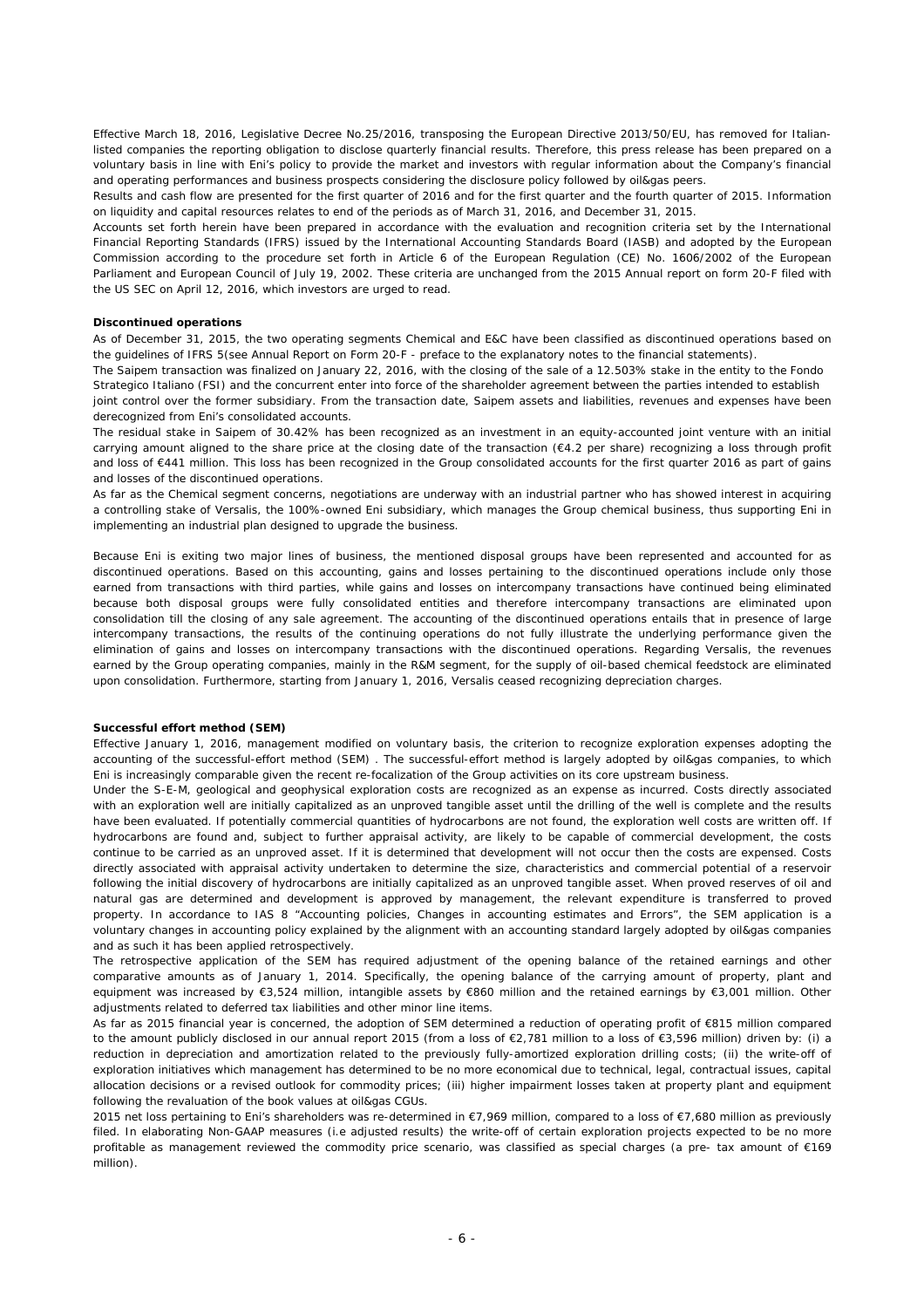Effective March 18, 2016, Legislative Decree No.25/2016, transposing the European Directive 2013/50/EU, has removed for Italian-listed companies the reporting obligation to disclose quarterly financial results. Therefore, this press release has been prepared on a voluntary basis in line with Eni's policy to provide the market and investors with regular information about the Company's financial and operating performances and business prospects considering the disclosure policy followed by oil&gas peers.

Results and cash flow are presented for the first quarter of 2016 and for the first quarter and the fourth quarter of 2015. Information on liquidity and capital resources relates to end of the periods as of March 31, 2016, and December 31, 2015.

Accounts set forth herein have been prepared in accordance with the evaluation and recognition criteria set by the International Financial Reporting Standards (IFRS) issued by the International Accounting Standards Board (IASB) and adopted by the European Commission according to the procedure set forth in Article 6 of the European Regulation (CE) No. 1606/2002 of the European Parliament and European Council of July 19, 2002. These criteria are unchanged from the 2015 Annual report on form 20-F filed with the US SEC on April 12, 2016, which investors are urged to read.

**Discontinued operations**

As of December 31, 2015, the two operating segments Chemical and E&C have been classified as discontinued operations based on the guidelines of IFRS 5(see Annual Report on Form 20-F - preface to the explanatory notes to the financial statements).

The Saipem transaction was finalized on January 22, 2016, with the closing of the sale of a 12.503% stake in the entity to the Fondo Strategico Italiano (FSI) and the concurrent enter into force of the shareholder agreement between the parties intended to establish joint control over the former subsidiary. From the transaction date, Saipem assets and liabilities, revenues and expenses have been derecognized from Eni's consolidated accounts.

The residual stake in Saipem of 30.42% has been recognized as an investment in an equity-accounted joint venture with an initial carrying amount aligned to the share price at the closing date of the transaction (€4.2 per share) recognizing a loss through profit and loss of €441 million. This loss has been recognized in the Group consolidated accounts for the first quarter 2016 as part of gains and losses of the discontinued operations.

As far as the Chemical segment concerns, negotiations are underway with an industrial partner who has showed interest in acquiring a controlling stake of Versalis, the 100%-owned Eni subsidiary, which manages the Group chemical business, thus supporting Eni in implementing an industrial plan designed to upgrade the business.

Because Eni is exiting two major lines of business, the mentioned disposal groups have been represented and accounted for as discontinued operations. Based on this accounting, gains and losses pertaining to the discontinued operations include only those earned from transactions with third parties, while gains and losses on intercompany transactions have continued being eliminated because both disposal groups were fully consolidated entities and therefore intercompany transactions are eliminated upon consolidation till the closing of any sale agreement. The accounting of the discontinued operations entails that in presence of large intercompany transactions, the results of the continuing operations do not fully illustrate the underlying performance given the elimination of gains and losses on intercompany transactions with the discontinued operations. Regarding Versalis, the revenues earned by the Group operating companies, mainly in the R&M segment, for the supply of oil-based chemical feedstock are eliminated upon consolidation. Furthermore, starting from January 1, 2016, Versalis ceased recognizing depreciation charges.

**Successful effort method (SEM)**

Effective January 1, 2016, management modified on voluntary basis, the criterion to recognize exploration expenses adopting the accounting of the successful-effort method (SEM) . The successful-effort method is largely adopted by oil&gas companies, to which Eni is increasingly comparable given the recent re-focalization of the Group activities on its core upstream business.

Under the S-E-M, geological and geophysical exploration costs are recognized as an expense as incurred. Costs directly associated with an exploration well are initially capitalized as an unproved tangible asset until the drilling of the well is complete and the results have been evaluated. If potentially commercial quantities of hydrocarbons are not found, the exploration well costs are written off. If hydrocarbons are found and, subject to further appraisal activity, are likely to be capable of commercial development, the costs continue to be carried as an unproved asset. If it is determined that development will not occur then the costs are expensed. Costs directly associated with appraisal activity undertaken to determine the size, characteristics and commercial potential of a reservoir following the initial discovery of hydrocarbons are initially capitalized as an unproved tangible asset. When proved reserves of oil and natural gas are determined and development is approved by management, the relevant expenditure is transferred to proved property. In accordance to IAS 8 "Accounting policies, Changes in accounting estimates and Errors", the SEM application is a voluntary changes in accounting policy explained by the alignment with an accounting standard largely adopted by oil&gas companies and as such it has been applied retrospectively.

The retrospective application of the SEM has required adjustment of the opening balance of the retained earnings and other comparative amounts as of January 1, 2014. Specifically, the opening balance of the carrying amount of property, plant and equipment was increased by €3,524 million, intangible assets by €860 million and the retained earnings by €3,001 million. Other adjustments related to deferred tax liabilities and other minor line items.

As far as 2015 financial year is concerned, the adoption of SEM determined a reduction of operating profit of €815 million compared to the amount publicly disclosed in our annual report 2015 (from a loss of €2,781 million to a loss of €3,596 million) driven by: (i) a reduction in depreciation and amortization related to the previously fully-amortized exploration drilling costs; (ii) the write-off of exploration initiatives which management has determined to be no more economical due to technical, legal, contractual issues, capital allocation decisions or a revised outlook for commodity prices; (iii) higher impairment losses taken at property plant and equipment following the revaluation of the book values at oil&gas CGUs.

2015 net loss pertaining to Eni's shareholders was re-determined in €7,969 million, compared to a loss of €7,680 million as previously filed. In elaborating Non-GAAP measures (i.e adjusted results) the write-off of certain exploration projects expected to be no more profitable as management reviewed the commodity price scenario, was classified as special charges (a pre- tax amount of €169 million).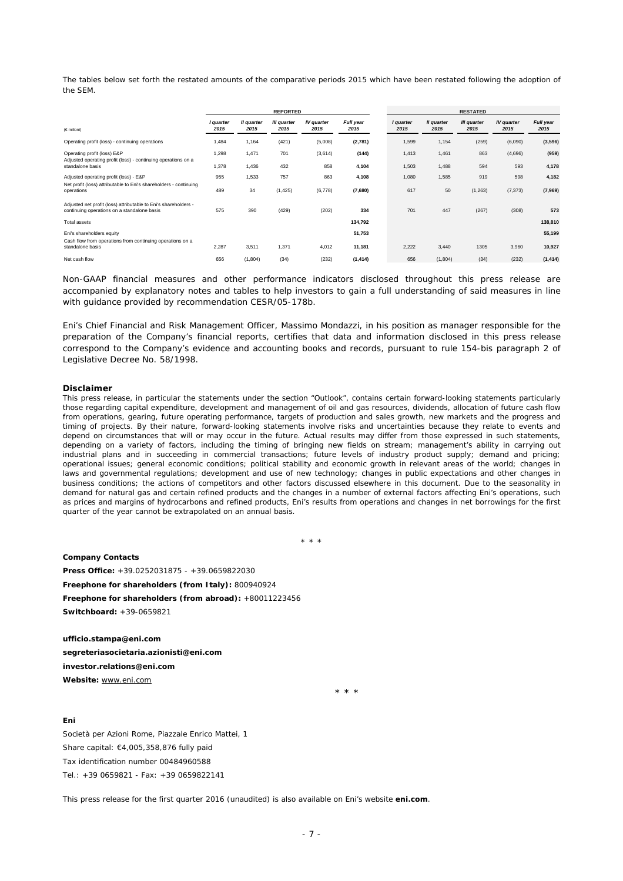The tables below set forth the restated amounts of the comparative periods 2015 which have been restated following the adoption of the SEM.

| (€ milioni) | REPORTED | | | | | RESTATED | | | | |
|---|---|---|---|---|---|---|---|---|---|---|
| | I quarter 2015 | II quarter 2015 | III quarter 2015 | IV quarter 2015 | Full year 2015 | I quarter 2015 | II quarter 2015 | III quarter 2015 | IV quarter 2015 | Full year 2015 |
| Operating profit (loss) - continuing operations | 1,484 | 1,164 | (421) | (5,008) | **(2,781)** | 1,599 | 1,154 | (259) | (6,090) | **(3,596)** |
| Operating profit (loss) E&P | 1,298 | 1,471 | 701 | (3,614) | **(144)** | 1,413 | 1,461 | 863 | (4,696) | **(959)** |
| Adjusted operating profit (loss) - continuing operations on a standalone basis | 1,378 | 1,436 | 432 | 858 | **4,104** | 1,503 | 1,488 | 594 | 593 | **4,178** |
| Adjusted operating profit (loss) - E&P | 955 | 1,533 | 757 | 863 | **4,108** | 1,080 | 1,585 | 919 | 598 | **4,182** |
| Net profit (loss) attributable to Eni's shareholders - continuing operations | 489 | 34 | (1,425) | (6,778) | **(7,680)** | 617 | 50 | (1,263) | (7,373) | **(7,969)** |
| Adjusted net profit (loss) attributable to Eni's shareholders - continuing operations on a standalone basis | 575 | 390 | (429) | (202) | **334** | 701 | 447 | (267) | (308) | **573** |
| Total assets | | | | | **134,792** | | | | | **138,810** |
| Eni's shareholders equity | | | | | **51,753** | | | | | **55,199** |
| Cash flow from operations from continuing operations on a standalone basis | 2,287 | 3,511 | 1,371 | 4,012 | **11,181** | 2,222 | 3,440 | 1305 | 3,960 | **10,927** |
| Net cash flow | 656 | (1,804) | (34) | (232) | **(1,414)** | 656 | (1,804) | (34) | (232) | **(1,414)** |

Non-GAAP financial measures and other performance indicators disclosed throughout this press release are accompanied by explanatory notes and tables to help investors to gain a full understanding of said measures in line with guidance provided by recommendation CESR/05-178b.

Eni's Chief Financial and Risk Management Officer, Massimo Mondazzi, in his position as manager responsible for the preparation of the Company's financial reports, certifies that data and information disclosed in this press release correspond to the Company's evidence and accounting books and records, pursuant to rule 154-bis paragraph 2 of Legislative Decree No. 58/1998.

**Disclaimer**

This press release, in particular the statements under the section "Outlook", contains certain forward-looking statements particularly those regarding capital expenditure, development and management of oil and gas resources, dividends, allocation of future cash flow from operations, gearing, future operating performance, targets of production and sales growth, new markets and the progress and timing of projects. By their nature, forward-looking statements involve risks and uncertainties because they relate to events and depend on circumstances that will or may occur in the future. Actual results may differ from those expressed in such statements, depending on a variety of factors, including the timing of bringing new fields on stream; management's ability in carrying out industrial plans and in succeeding in commercial transactions; future levels of industry product supply; demand and pricing; operational issues; general economic conditions; political stability and economic growth in relevant areas of the world; changes in laws and governmental regulations; development and use of new technology; changes in public expectations and other changes in business conditions; the actions of competitors and other factors discussed elsewhere in this document. Due to the seasonality in demand for natural gas and certain refined products and the changes in a number of external factors affecting Eni's operations, such as prices and margins of hydrocarbons and refined products, Eni's results from operations and changes in net borrowings for the first quarter of the year cannot be extrapolated on an annual basis.

\* \* \*

**Company Contacts**

**Press Office:** +39.0252031875 - +39.0659822030

**Freephone for shareholders (from Italy):** 800940924

**Freephone for shareholders (from abroad):** +80011223456

**Switchboard:** +39-0659821

**ufficio.stampa@eni.com**

**segreteriasocietaria.azionisti@eni.com**

**investor.relations@eni.com**

**Website:** www.eni.com

\* \* \*

**Eni**

Società per Azioni Rome, Piazzale Enrico Mattei, 1

Share capital: €4,005,358,876 fully paid

Tax identification number 00484960588

Tel.: +39 0659821 - Fax: +39 0659822141

This press release for the first quarter 2016 (unaudited) is also available on Eni's website **eni.com**.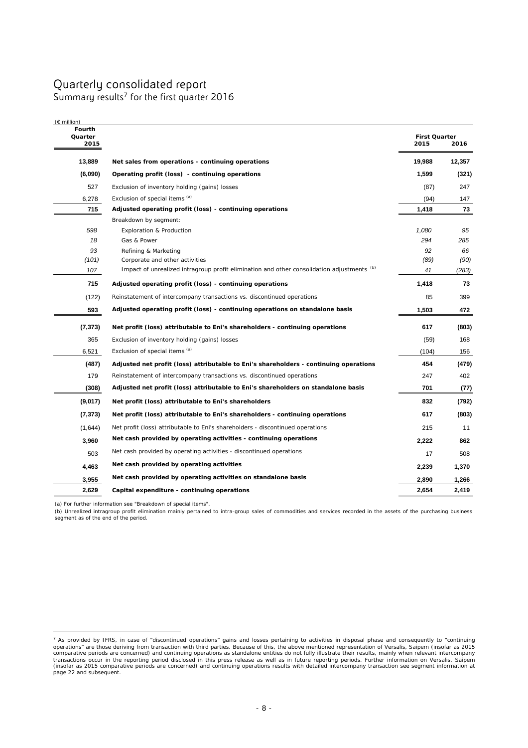# Quarterly consolidated report

## Summary results[7] for the first quarter 2016

| (€ million) | | | |
|---|---|---|---|
| **Fourth Quarter 2015** | | **First Quarter 2015** | **First Quarter 2016** |
| **13,889** | **Net sales from operations - continuing operations** | **19,988** | **12,357** |
| **(6,090)** | **Operating profit (loss) - continuing operations** | **1,599** | **(321)** |
| 527 | Exclusion of inventory holding (gains) losses | (87) | 247 |
| 6,278 | Exclusion of special items [(a)] | (94) | 147 |
| **715** | **Adjusted operating profit (loss) - continuing operations** | **1,418** | **73** |
| | Breakdown by segment: | | |
| *598* | *Exploration & Production* | *1,080* | *95* |
| *18* | *Gas & Power* | *294* | *285* |
| *93* | *Refining & Marketing* | *92* | *66* |
| *(101)* | *Corporate and other activities* | *(89)* | *(90)* |
| *107* | *Impact of unrealized intragroup profit elimination and other consolidation adjustments* [(b)] | *41* | *(283)* |
| **715** | **Adjusted operating profit (loss) - continuing operations** | **1,418** | **73** |
| (122) | Reinstatement of intercompany transactions vs. discontinued operations | 85 | 399 |
| **593** | **Adjusted operating profit (loss) - continuing operations on standalone basis** | **1,503** | **472** |
| **(7,373)** | **Net profit (loss) attributable to Eni's shareholders - continuing operations** | **617** | **(803)** |
| 365 | Exclusion of inventory holding (gains) losses | (59) | 168 |
| 6,521 | Exclusion of special items [(a)] | (104) | 156 |
| **(487)** | **Adjusted net profit (loss) attributable to Eni's shareholders - continuing operations** | **454** | **(479)** |
| 179 | Reinstatement of intercompany transactions vs. discontinued operations | 247 | 402 |
| **(308)** | **Adjusted net profit (loss) attributable to Eni's shareholders on standalone basis** | **701** | **(77)** |
| **(9,017)** | **Net profit (loss) attributable to Eni's shareholders** | **832** | **(792)** |
| **(7,373)** | **Net profit (loss) attributable to Eni's shareholders - continuing operations** | **617** | **(803)** |
| (1,644) | Net profit (loss) attributable to Eni's shareholders - discontinued operations | 215 | 11 |
| **3,960** | **Net cash provided by operating activities - continuing operations** | **2,222** | **862** |
| 503 | Net cash provided by operating activities - discontinued operations | 17 | 508 |
| **4,463** | **Net cash provided by operating activities** | **2,239** | **1,370** |
| **3,955** | **Net cash provided by operating activities on standalone basis** | **2,890** | **1,266** |
| **2,629** | **Capital expenditure - continuing operations** | **2,654** | **2,419** |

(a) For further information see "Breakdown of special items".

(b) Unrealized intragroup profit elimination mainly pertained to intra-group sales of commodities and services recorded in the assets of the purchasing business segment as of the end of the period.

[7] As provided by IFRS, in case of "discontinued operations" gains and losses pertaining to activities in disposal phase and consequently to "continuing operations" are those deriving from transaction with third parties. Because of this, the above mentioned representation of Versalis, Saipem (insofar as 2015 comparative periods are concerned) and continuing operations as standalone entities do not fully illustrate their results, mainly when relevant intercompany transactions occur in the reporting period disclosed in this press release as well as in future reporting periods. Further information on Versalis, Saipem (insofar as 2015 comparative periods are concerned) and continuing operations results with detailed intercompany transaction see segment information at page 22 and subsequent.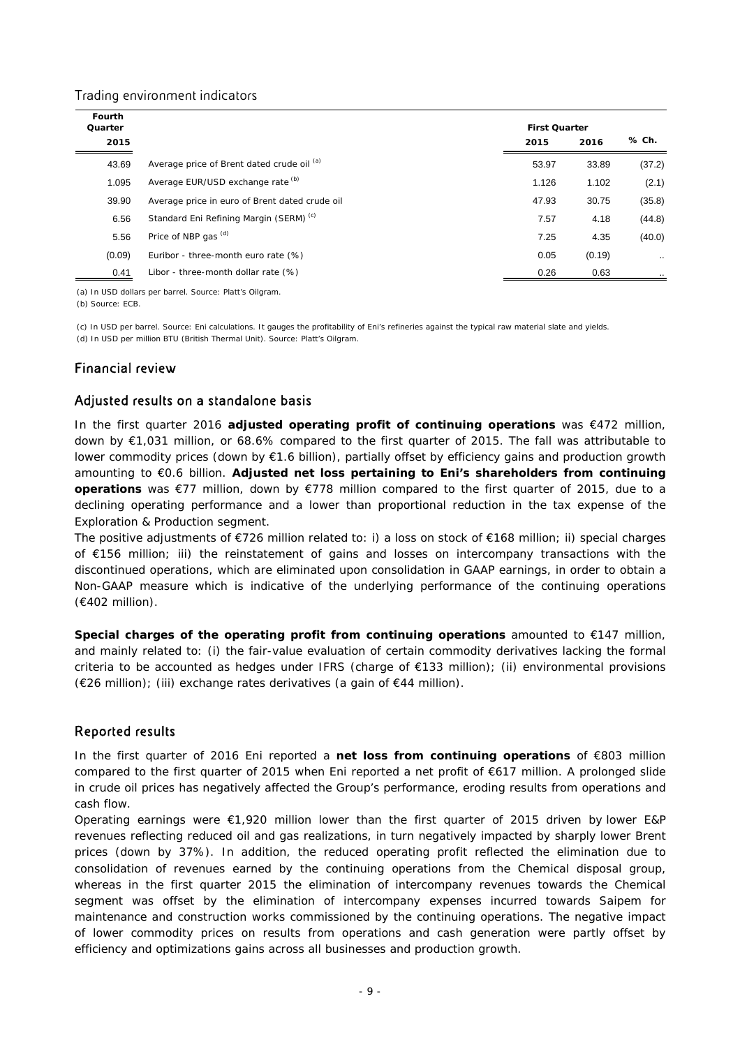## Trading environment indicators

| Fourth Quarter 2015 | | First Quarter 2015 | First Quarter 2016 | % Ch. |
|---|---|---|---|---|
| 43.69 | Average price of Brent dated crude oil [(a)] | 53.97 | 33.89 | (37.2) |
| 1.095 | Average EUR/USD exchange rate [(b)] | 1.126 | 1.102 | (2.1) |
| 39.90 | Average price in euro of Brent dated crude oil | 47.93 | 30.75 | (35.8) |
| 6.56 | Standard Eni Refining Margin (SERM) [(c)] | 7.57 | 4.18 | (44.8) |
| 5.56 | Price of NBP gas [(d)] | 7.25 | 4.35 | (40.0) |
| (0.09) | Euribor - three-month euro rate (%) | 0.05 | (0.19) | .. |
| 0.41 | Libor - three-month dollar rate (%) | 0.26 | 0.63 | .. |

(a) In USD dollars per barrel. Source: Platt's Oilgram.

(b) Source: ECB.

(c) In USD per barrel. Source: Eni calculations. It gauges the profitability of Eni's refineries against the typical raw material slate and yields.

(d) In USD per million BTU (British Thermal Unit). Source: Platt's Oilgram.

## Financial review

### Adjusted results on a standalone basis

In the first quarter 2016 **adjusted operating profit of continuing operations** was €472 million, down by €1,031 million, or 68.6% compared to the first quarter of 2015. The fall was attributable to lower commodity prices (down by €1.6 billion), partially offset by efficiency gains and production growth amounting to €0.6 billion. **Adjusted net loss pertaining to Eni's shareholders from continuing operations** was €77 million, down by €778 million compared to the first quarter of 2015, due to a declining operating performance and a lower than proportional reduction in the tax expense of the Exploration & Production segment.

The positive adjustments of €726 million related to: i) a loss on stock of €168 million; ii) special charges of €156 million; iii) the reinstatement of gains and losses on intercompany transactions with the discontinued operations, which are eliminated upon consolidation in GAAP earnings, in order to obtain a Non-GAAP measure which is indicative of the underlying performance of the continuing operations (€402 million).

**Special charges of the operating profit from continuing operations** amounted to €147 million, and mainly related to: (i) the fair-value evaluation of certain commodity derivatives lacking the formal criteria to be accounted as hedges under IFRS (charge of €133 million); (ii) environmental provisions (€26 million); (iii) exchange rates derivatives (a gain of €44 million).

### Reported results

In the first quarter of 2016 Eni reported a **net loss from continuing operations** of €803 million compared to the first quarter of 2015 when Eni reported a net profit of €617 million. A prolonged slide in crude oil prices has negatively affected the Group's performance, eroding results from operations and cash flow.

Operating earnings were €1,920 million lower than the first quarter of 2015 driven by lower E&P revenues reflecting reduced oil and gas realizations, in turn negatively impacted by sharply lower Brent prices (down by 37%). In addition, the reduced operating profit reflected the elimination due to consolidation of revenues earned by the continuing operations from the Chemical disposal group, whereas in the first quarter 2015 the elimination of intercompany revenues towards the Chemical segment was offset by the elimination of intercompany expenses incurred towards Saipem for maintenance and construction works commissioned by the continuing operations. The negative impact of lower commodity prices on results from operations and cash generation were partly offset by efficiency and optimizations gains across all businesses and production growth.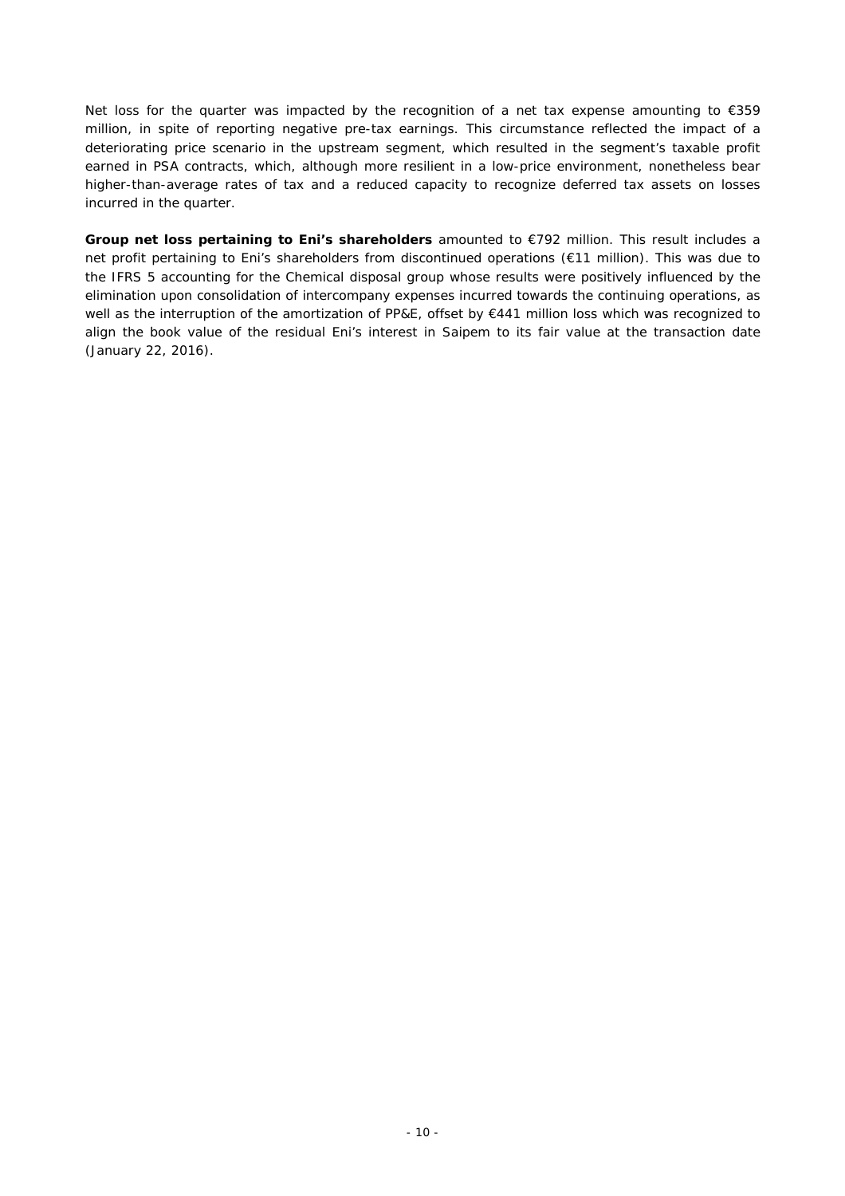Net loss for the quarter was impacted by the recognition of a net tax expense amounting to €359 million, in spite of reporting negative pre-tax earnings. This circumstance reflected the impact of a deteriorating price scenario in the upstream segment, which resulted in the segment's taxable profit earned in PSA contracts, which, although more resilient in a low-price environment, nonetheless bear higher-than-average rates of tax and a reduced capacity to recognize deferred tax assets on losses incurred in the quarter.

**Group net loss pertaining to Eni's shareholders** amounted to €792 million. This result includes a net profit pertaining to Eni's shareholders from discontinued operations (€11 million). This was due to the IFRS 5 accounting for the Chemical disposal group whose results were positively influenced by the elimination upon consolidation of intercompany expenses incurred towards the continuing operations, as well as the interruption of the amortization of PP&E, offset by €441 million loss which was recognized to align the book value of the residual Eni's interest in Saipem to its fair value at the transaction date (January 22, 2016).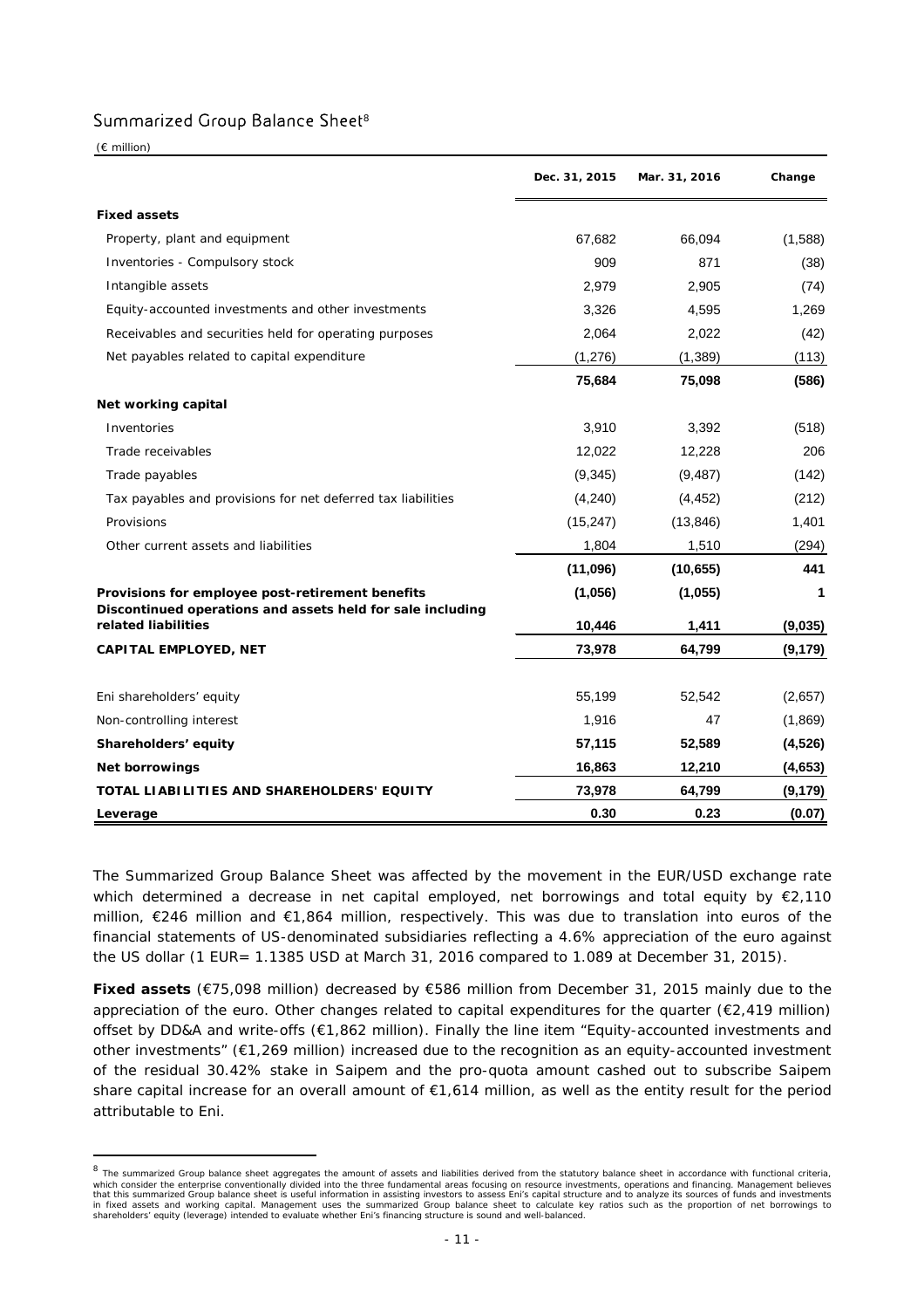## Summarized Group Balance Sheet[8]

(€ million)

| | Dec. 31, 2015 | Mar. 31, 2016 | Change |
|---|---|---|---|
| **Fixed assets** | | | |
| Property, plant and equipment | 67,682 | 66,094 | (1,588) |
| Inventories - Compulsory stock | 909 | 871 | (38) |
| Intangible assets | 2,979 | 2,905 | (74) |
| Equity-accounted investments and other investments | 3,326 | 4,595 | 1,269 |
| Receivables and securities held for operating purposes | 2,064 | 2,022 | (42) |
| Net payables related to capital expenditure | (1,276) | (1,389) | (113) |
| | **75,684** | **75,098** | **(586)** |
| **Net working capital** | | | |
| Inventories | 3,910 | 3,392 | (518) |
| Trade receivables | 12,022 | 12,228 | 206 |
| Trade payables | (9,345) | (9,487) | (142) |
| Tax payables and provisions for net deferred tax liabilities | (4,240) | (4,452) | (212) |
| Provisions | (15,247) | (13,846) | 1,401 |
| Other current assets and liabilities | 1,804 | 1,510 | (294) |
| | **(11,096)** | **(10,655)** | **441** |
| **Provisions for employee post-retirement benefits** | **(1,056)** | **(1,055)** | **1** |
| **Discontinued operations and assets held for sale including related liabilities** | **10,446** | **1,411** | **(9,035)** |
| **CAPITAL EMPLOYED, NET** | **73,978** | **64,799** | **(9,179)** |
| Eni shareholders' equity | 55,199 | 52,542 | (2,657) |
| Non-controlling interest | 1,916 | 47 | (1,869) |
| **Shareholders' equity** | **57,115** | **52,589** | **(4,526)** |
| **Net borrowings** | **16,863** | **12,210** | **(4,653)** |
| **TOTAL LIABILITIES AND SHAREHOLDERS' EQUITY** | **73,978** | **64,799** | **(9,179)** |
| **Leverage** | **0.30** | **0.23** | **(0.07)** |

The Summarized Group Balance Sheet was affected by the movement in the EUR/USD exchange rate which determined a decrease in net capital employed, net borrowings and total equity by €2,110 million, €246 million and €1,864 million, respectively. This was due to translation into euros of the financial statements of US-denominated subsidiaries reflecting a 4.6% appreciation of the euro against the US dollar (1 EUR= 1.1385 USD at March 31, 2016 compared to 1.089 at December 31, 2015).

**Fixed assets** (€75,098 million) decreased by €586 million from December 31, 2015 mainly due to the appreciation of the euro. Other changes related to capital expenditures for the quarter (€2,419 million) offset by DD&A and write-offs (€1,862 million). Finally the line item "Equity-accounted investments and other investments" (€1,269 million) increased due to the recognition as an equity-accounted investment of the residual 30.42% stake in Saipem and the pro-quota amount cashed out to subscribe Saipem share capital increase for an overall amount of €1,614 million, as well as the entity result for the period attributable to Eni.

[8] The summarized Group balance sheet aggregates the amount of assets and liabilities derived from the statutory balance sheet in accordance with functional criteria, which consider the enterprise conventionally divided into the three fundamental areas focusing on resource investments, operations and financing. Management believes that this summarized Group balance sheet is useful information in assisting investors to assess Eni's capital structure and to analyze its sources of funds and investments in fixed assets and working capital. Management uses the summarized Group balance sheet to calculate key ratios such as the proportion of net borrowings to shareholders' equity (leverage) intended to evaluate whether Eni's financing structure is sound and well-balanced.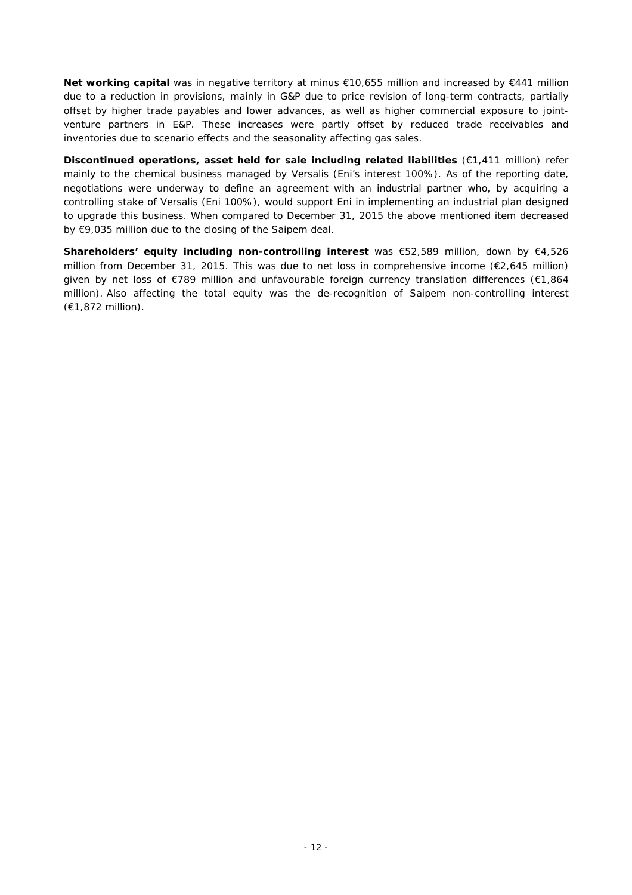**Net working capital** was in negative territory at minus €10,655 million and increased by €441 million due to a reduction in provisions, mainly in G&P due to price revision of long-term contracts, partially offset by higher trade payables and lower advances, as well as higher commercial exposure to joint-venture partners in E&P. These increases were partly offset by reduced trade receivables and inventories due to scenario effects and the seasonality affecting gas sales.

**Discontinued operations, asset held for sale including related liabilities** (€1,411 million) refer mainly to the chemical business managed by Versalis (Eni's interest 100%). As of the reporting date, negotiations were underway to define an agreement with an industrial partner who, by acquiring a controlling stake of Versalis (Eni 100%), would support Eni in implementing an industrial plan designed to upgrade this business. When compared to December 31, 2015 the above mentioned item decreased by €9,035 million due to the closing of the Saipem deal.

**Shareholders' equity including non-controlling interest** was €52,589 million, down by €4,526 million from December 31, 2015. This was due to net loss in comprehensive income (€2,645 million) given by net loss of €789 million and unfavourable foreign currency translation differences (€1,864 million). Also affecting the total equity was the de-recognition of Saipem non-controlling interest (€1,872 million).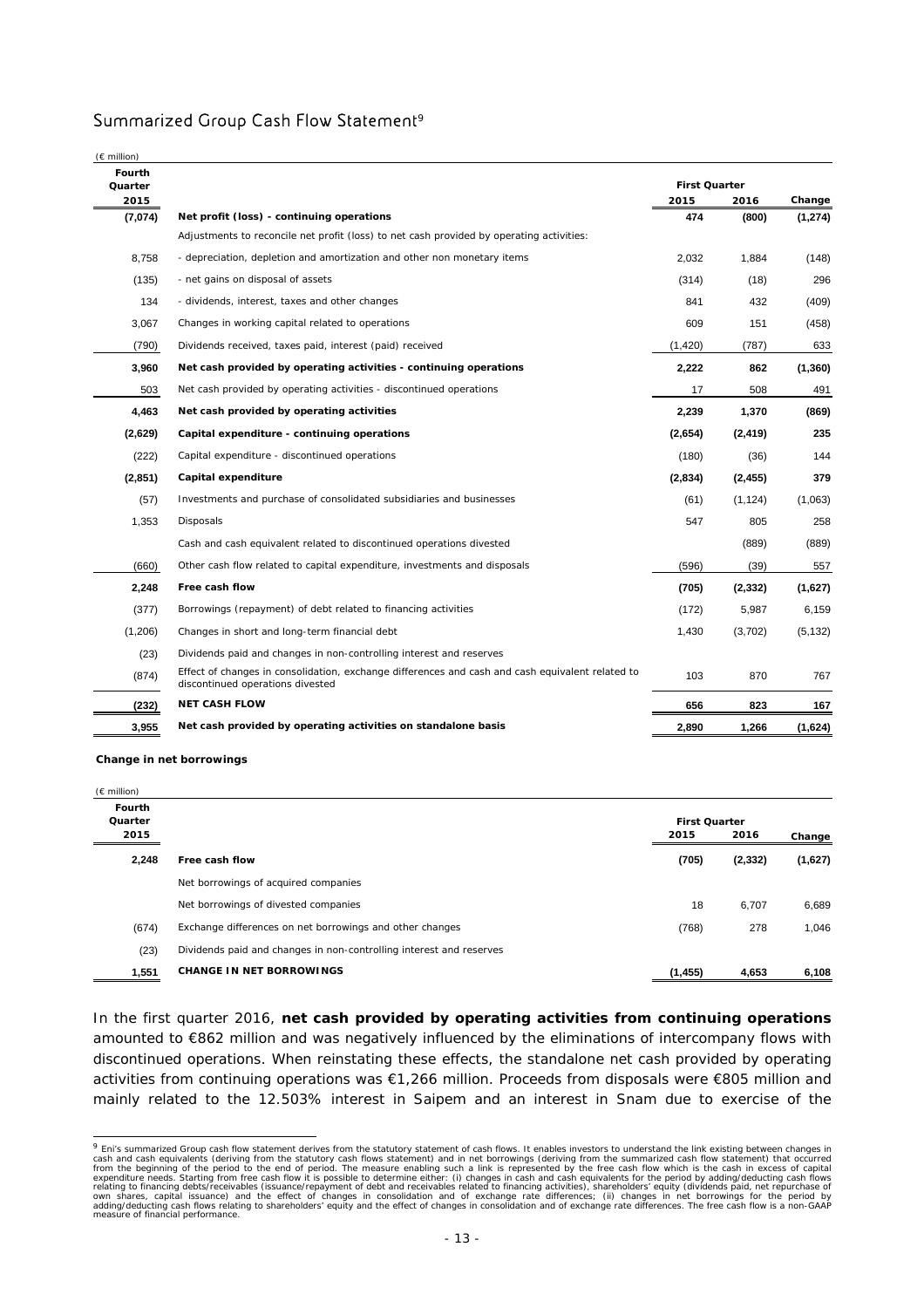## Summarized Group Cash Flow Statement[9]

(€ million)

| Fourth Quarter 2015 | | First Quarter 2015 | First Quarter 2016 | Change |
|---|---|---|---|---|
| (7,074) | **Net profit (loss) - continuing operations** | 474 | (800) | (1,274) |
| | Adjustments to reconcile net profit (loss) to net cash provided by operating activities: | | | |
| 8,758 | - depreciation, depletion and amortization and other non monetary items | 2,032 | 1,884 | (148) |
| (135) | - net gains on disposal of assets | (314) | (18) | 296 |
| 134 | - dividends, interest, taxes and other changes | 841 | 432 | (409) |
| 3,067 | Changes in working capital related to operations | 609 | 151 | (458) |
| (790) | Dividends received, taxes paid, interest (paid) received | (1,420) | (787) | 633 |
| 3,960 | **Net cash provided by operating activities - continuing operations** | 2,222 | 862 | (1,360) |
| 503 | Net cash provided by operating activities - discontinued operations | 17 | 508 | 491 |
| 4,463 | **Net cash provided by operating activities** | 2,239 | 1,370 | (869) |
| (2,629) | **Capital expenditure - continuing operations** | (2,654) | (2,419) | 235 |
| (222) | Capital expenditure - discontinued operations | (180) | (36) | 144 |
| (2,851) | **Capital expenditure** | (2,834) | (2,455) | 379 |
| (57) | Investments and purchase of consolidated subsidiaries and businesses | (61) | (1,124) | (1,063) |
| 1,353 | Disposals | 547 | 805 | 258 |
| | Cash and cash equivalent related to discontinued operations divested | | (889) | (889) |
| (660) | Other cash flow related to capital expenditure, investments and disposals | (596) | (39) | 557 |
| 2,248 | **Free cash flow** | (705) | (2,332) | (1,627) |
| (377) | Borrowings (repayment) of debt related to financing activities | (172) | 5,987 | 6,159 |
| (1,206) | Changes in short and long-term financial debt | 1,430 | (3,702) | (5,132) |
| (23) | Dividends paid and changes in non-controlling interest and reserves | | | |
| (874) | Effect of changes in consolidation, exchange differences and cash and cash equivalent related to discontinued operations divested | 103 | 870 | 767 |
| (232) | **NET CASH FLOW** | 656 | 823 | 167 |
| 3,955 | **Net cash provided by operating activities on standalone basis** | 2,890 | 1,266 | (1,624) |

**Change in net borrowings**

(€ million)

| Fourth Quarter 2015 | | First Quarter 2015 | First Quarter 2016 | Change |
|---|---|---|---|---|
| 2,248 | **Free cash flow** | (705) | (2,332) | (1,627) |
| | Net borrowings of acquired companies | | | |
| | Net borrowings of divested companies | 18 | 6,707 | 6,689 |
| (674) | Exchange differences on net borrowings and other changes | (768) | 278 | 1,046 |
| (23) | Dividends paid and changes in non-controlling interest and reserves | | | |
| 1,551 | **CHANGE IN NET BORROWINGS** | (1,455) | 4,653 | 6,108 |

In the first quarter 2016, **net cash provided by operating activities from continuing operations** amounted to €862 million and was negatively influenced by the eliminations of intercompany flows with discontinued operations. When reinstating these effects, the standalone net cash provided by operating activities from continuing operations was €1,266 million. Proceeds from disposals were €805 million and mainly related to the 12.503% interest in Saipem and an interest in Snam due to exercise of the

[9] Eni's summarized Group cash flow statement derives from the statutory statement of cash flows. It enables investors to understand the link existing between changes in cash and cash equivalents (deriving from the statutory cash flows statement) and in net borrowings (deriving from the summarized cash flow statement) that occurred from the beginning of the period to the end of period. The measure enabling such a link is represented by the free cash flow which is the cash in excess of capital expenditure needs. Starting from free cash flow it is possible to determine either: (i) changes in cash and cash equivalents for the period by adding/deducting cash flows relating to financing debts/receivables (issuance/repayment of debt and receivables related to financing activities), shareholders' equity (dividends paid, net repurchase of own shares, capital issuance) and the effect of changes in consolidation and of exchange rate differences; (ii) changes in net borrowings for the period by adding/deducting cash flows relating to shareholders' equity and the effect of changes in consolidation and of exchange rate differences. The free cash flow is a non-GAAP measure of financial performance.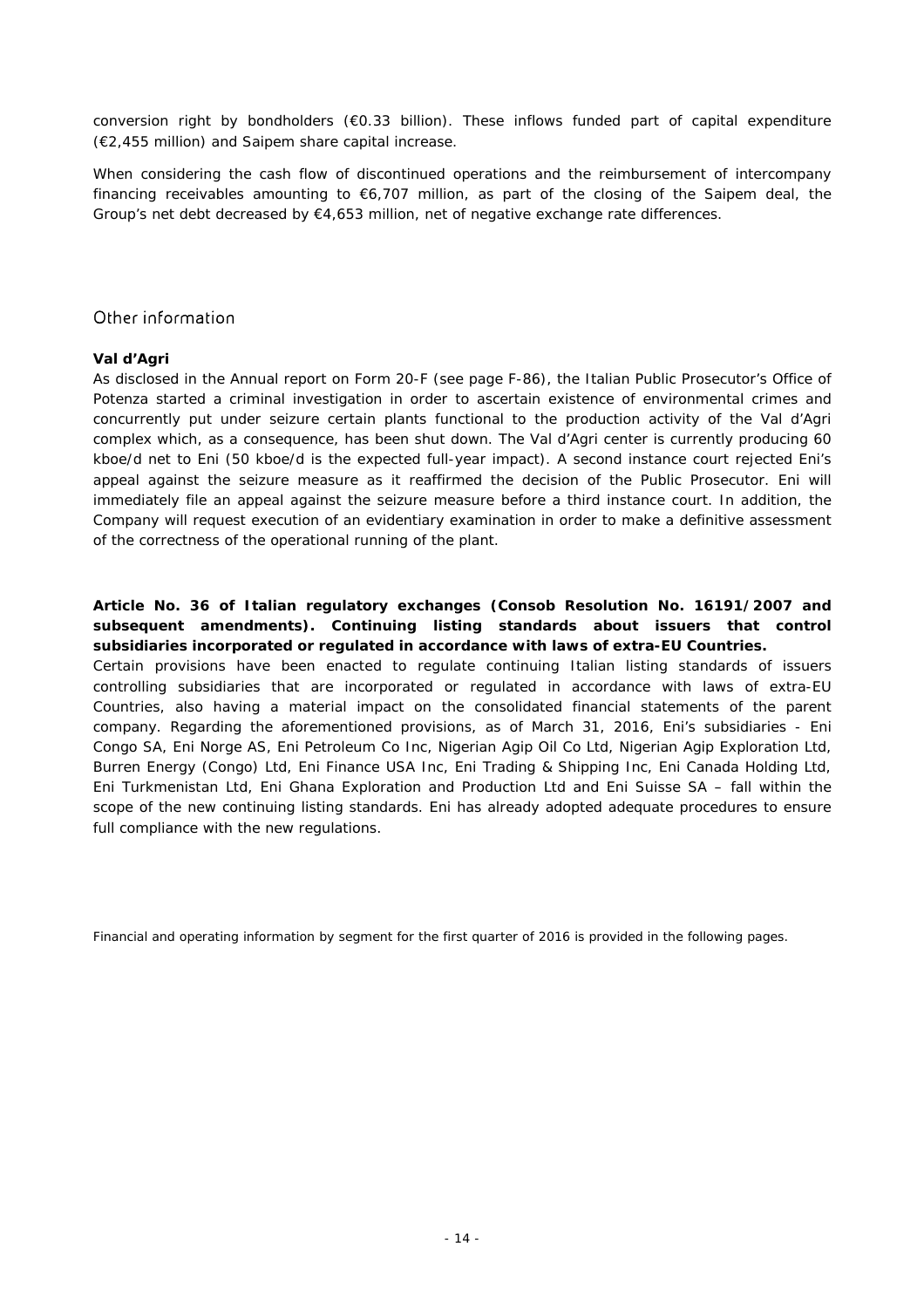conversion right by bondholders (€0.33 billion). These inflows funded part of capital expenditure (€2,455 million) and Saipem share capital increase.

When considering the cash flow of discontinued operations and the reimbursement of intercompany financing receivables amounting to €6,707 million, as part of the closing of the Saipem deal, the Group's net debt decreased by €4,653 million, net of negative exchange rate differences.

## Other information

**Val d'Agri**

As disclosed in the Annual report on Form 20-F (see page F-86), the Italian Public Prosecutor's Office of Potenza started a criminal investigation in order to ascertain existence of environmental crimes and concurrently put under seizure certain plants functional to the production activity of the Val d'Agri complex which, as a consequence, has been shut down. The Val d'Agri center is currently producing 60 kboe/d net to Eni (50 kboe/d is the expected full-year impact). A second instance court rejected Eni's appeal against the seizure measure as it reaffirmed the decision of the Public Prosecutor. Eni will immediately file an appeal against the seizure measure before a third instance court. In addition, the Company will request execution of an evidentiary examination in order to make a definitive assessment of the correctness of the operational running of the plant.

**Article No. 36 of Italian regulatory exchanges (Consob Resolution No. 16191/2007 and subsequent amendments). Continuing listing standards about issuers that control subsidiaries incorporated or regulated in accordance with laws of extra-EU Countries.**

Certain provisions have been enacted to regulate continuing Italian listing standards of issuers controlling subsidiaries that are incorporated or regulated in accordance with laws of extra-EU Countries, also having a material impact on the consolidated financial statements of the parent company. Regarding the aforementioned provisions, as of March 31, 2016, Eni's subsidiaries - Eni Congo SA, Eni Norge AS, Eni Petroleum Co Inc, Nigerian Agip Oil Co Ltd, Nigerian Agip Exploration Ltd, Burren Energy (Congo) Ltd, Eni Finance USA Inc, Eni Trading & Shipping Inc, Eni Canada Holding Ltd, Eni Turkmenistan Ltd, Eni Ghana Exploration and Production Ltd and Eni Suisse SA – fall within the scope of the new continuing listing standards. Eni has already adopted adequate procedures to ensure full compliance with the new regulations.

Financial and operating information by segment for the first quarter of 2016 is provided in the following pages.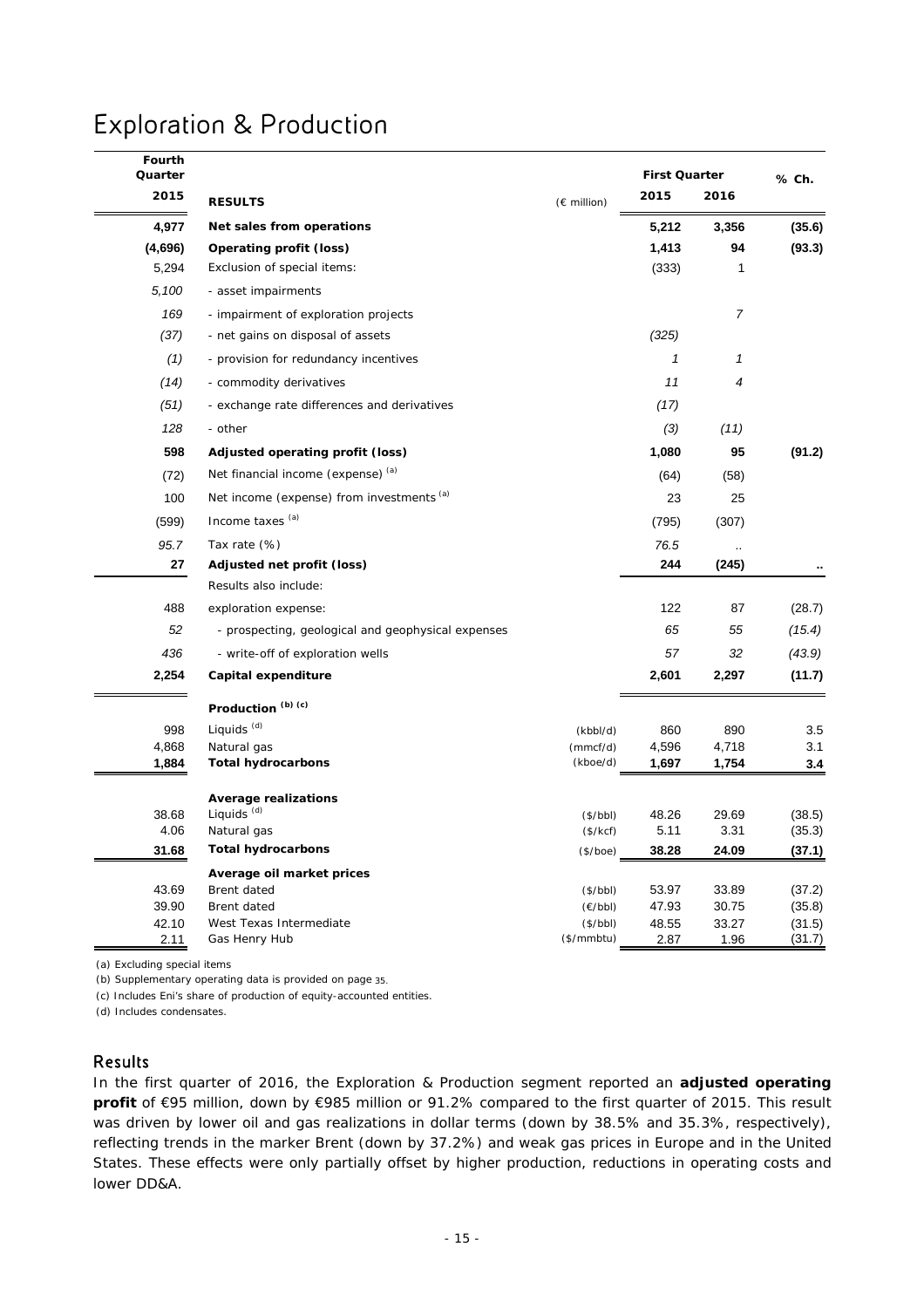# Exploration & Production

| Fourth Quarter 2015 | RESULTS | | First Quarter 2015 | First Quarter 2016 | % Ch. |
|---|---|---|---|---|---|
| | | (€ million) | | | |
| **4,977** | **Net sales from operations** | | **5,212** | **3,356** | **(35.6)** |
| **(4,696)** | **Operating profit (loss)** | | **1,413** | **94** | **(93.3)** |
| 5,294 | Exclusion of special items: | | (333) | 1 | |
| *5,100* | - asset impairments | | | | |
| *169* | - impairment of exploration projects | | | *7* | |
| *(37)* | - net gains on disposal of assets | | *(325)* | | |
| *(1)* | - provision for redundancy incentives | | *1* | *1* | |
| *(14)* | - commodity derivatives | | *11* | *4* | |
| *(51)* | - exchange rate differences and derivatives | | *(17)* | | |
| *128* | - other | | *(3)* | *(11)* | |
| **598** | **Adjusted operating profit (loss)** | | **1,080** | **95** | **(91.2)** |
| (72) | Net financial income (expense) [(a)] | | (64) | (58) | |
| 100 | Net income (expense) from investments [(a)] | | 23 | 25 | |
| (599) | Income taxes [(a)] | | (795) | (307) | |
| *95.7* | Tax rate (%) | | *76.5* | *..* | |
| **27** | **Adjusted net profit (loss)** | | **244** | **(245)** | **..** |
| | Results also include: | | | | |
| 488 | exploration expense: | | 122 | 87 | (28.7) |
| *52* | - prospecting, geological and geophysical expenses | | *65* | *55* | *(15.4)* |
| *436* | - write-off of exploration wells | | *57* | *32* | *(43.9)* |
| **2,254** | **Capital expenditure** | | **2,601** | **2,297** | **(11.7)** |
| | **Production [(b) (c)]** | | | | |
| 998 | Liquids [(d)] | (kbbl/d) | 860 | 890 | 3.5 |
| 4,868 | Natural gas | (mmcf/d) | 4,596 | 4,718 | 3.1 |
| **1,884** | **Total hydrocarbons** | (kboe/d) | **1,697** | **1,754** | **3.4** |
| | **Average realizations** | | | | |
| 38.68 | Liquids [(d)] | ($/bbl) | 48.26 | 29.69 | (38.5) |
| 4.06 | Natural gas | ($/kcf) | 5.11 | 3.31 | (35.3) |
| **31.68** | **Total hydrocarbons** | ($/boe) | **38.28** | **24.09** | **(37.1)** |
| | **Average oil market prices** | | | | |
| 43.69 | Brent dated | ($/bbl) | 53.97 | 33.89 | (37.2) |
| 39.90 | Brent dated | (€/bbl) | 47.93 | 30.75 | (35.8) |
| 42.10 | West Texas Intermediate | ($/bbl) | 48.55 | 33.27 | (31.5) |
| 2.11 | Gas Henry Hub | ($/mmbtu) | 2.87 | 1.96 | (31.7) |

(a) Excluding special items

(b) Supplementary operating data is provided on page 35.

(c) Includes Eni's share of production of equity-accounted entities.

(d) Includes condensates.

## Results

In the first quarter of 2016, the Exploration & Production segment reported an **adjusted operating profit** of €95 million, down by €985 million or 91.2% compared to the first quarter of 2015. This result was driven by lower oil and gas realizations in dollar terms (down by 38.5% and 35.3%, respectively), reflecting trends in the marker Brent (down by 37.2%) and weak gas prices in Europe and in the United States. These effects were only partially offset by higher production, reductions in operating costs and lower DD&A.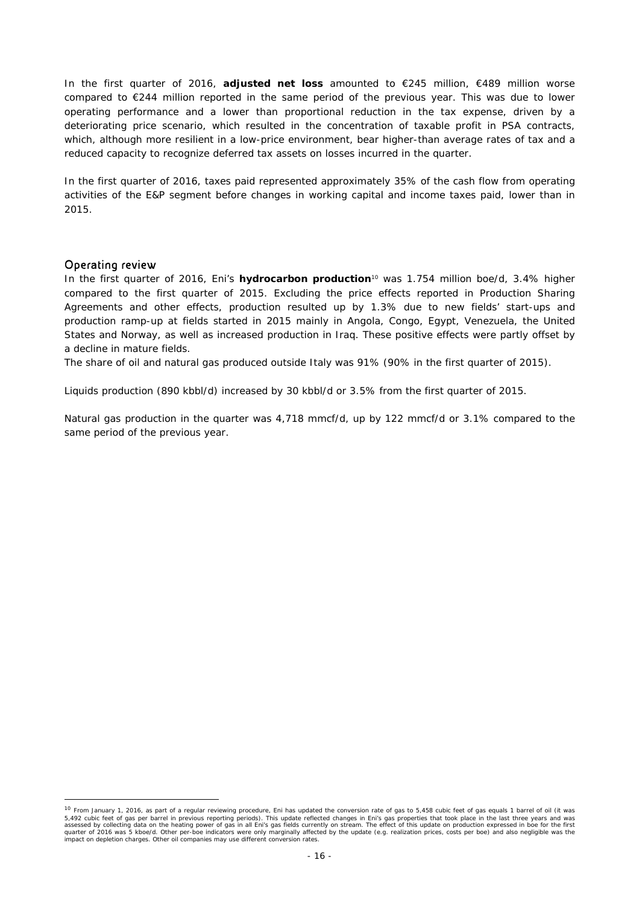In the first quarter of 2016, **adjusted net loss** amounted to €245 million, €489 million worse compared to €244 million reported in the same period of the previous year. This was due to lower operating performance and a lower than proportional reduction in the tax expense, driven by a deteriorating price scenario, which resulted in the concentration of taxable profit in PSA contracts, which, although more resilient in a low-price environment, bear higher-than average rates of tax and a reduced capacity to recognize deferred tax assets on losses incurred in the quarter.

In the first quarter of 2016, taxes paid represented approximately 35% of the cash flow from operating activities of the E&P segment before changes in working capital and income taxes paid, lower than in 2015.

## Operating review

In the first quarter of 2016, Eni's **hydrocarbon production**[10] was 1.754 million boe/d, 3.4% higher compared to the first quarter of 2015. Excluding the price effects reported in Production Sharing Agreements and other effects, production resulted up by 1.3% due to new fields' start-ups and production ramp-up at fields started in 2015 mainly in Angola, Congo, Egypt, Venezuela, the United States and Norway, as well as increased production in Iraq. These positive effects were partly offset by a decline in mature fields.

The share of oil and natural gas produced outside Italy was 91% (90% in the first quarter of 2015).

Liquids production (890 kbbl/d) increased by 30 kbbl/d or 3.5% from the first quarter of 2015.

Natural gas production in the quarter was 4,718 mmcf/d, up by 122 mmcf/d or 3.1% compared to the same period of the previous year.

---

[10] From January 1, 2016, as part of a regular reviewing procedure, Eni has updated the conversion rate of gas to 5,458 cubic feet of gas equals 1 barrel of oil (it was 5,492 cubic feet of gas per barrel in previous reporting periods). This update reflected changes in Eni's gas properties that took place in the last three years and was assessed by collecting data on the heating power of gas in all Eni's gas fields currently on stream. The effect of this update on production expressed in boe for the first quarter of 2016 was 5 kboe/d. Other per-boe indicators were only marginally affected by the update (e.g. realization prices, costs per boe) and also negligible was the impact on depletion charges. Other oil companies may use different conversion rates.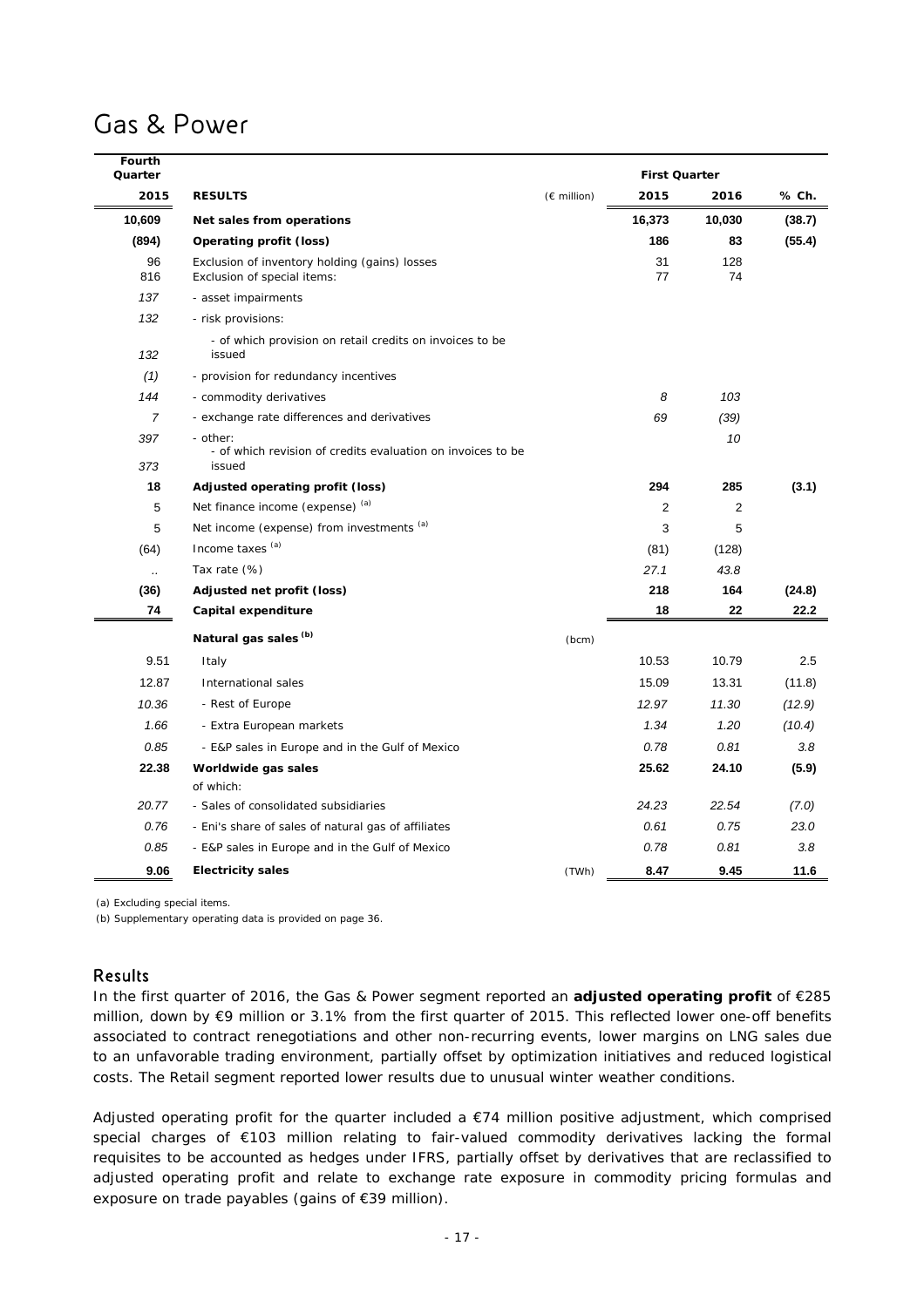# Gas & Power

| Fourth Quarter 2015 | RESULTS | (€ million) | First Quarter 2015 | First Quarter 2016 | % Ch. |
|---|---|---|---|---|---|
| **10,609** | **Net sales from operations** | | **16,373** | **10,030** | **(38.7)** |
| **(894)** | **Operating profit (loss)** | | **186** | **83** | **(55.4)** |
| 96 | Exclusion of inventory holding (gains) losses | | 31 | 128 | |
| 816 | Exclusion of special items: | | 77 | 74 | |
| *137* | - asset impairments | | | | |
| *132* | - risk provisions: | | | | |
| *132* | - of which provision on retail credits on invoices to be issued | | | | |
| *(1)* | - provision for redundancy incentives | | | | |
| *144* | - commodity derivatives | | *8* | *103* | |
| *7* | - exchange rate differences and derivatives | | *69* | *(39)* | |
| *397* | - other: | | | *10* | |
| *373* | - of which revision of credits evaluation on invoices to be issued | | | | |
| **18** | **Adjusted operating profit (loss)** | | **294** | **285** | **(3.1)** |
| 5 | Net finance income (expense) [(a)] | | 2 | 2 | |
| 5 | Net income (expense) from investments [(a)] | | 3 | 5 | |
| (64) | Income taxes [(a)] | | (81) | (128) | |
| .. | Tax rate (%) | | *27.1* | *43.8* | |
| **(36)** | **Adjusted net profit (loss)** | | **218** | **164** | **(24.8)** |
| **74** | **Capital expenditure** | | **18** | **22** | **22.2** |
| | **Natural gas sales [(b)]** | (bcm) | | | |
| 9.51 | Italy | | 10.53 | 10.79 | 2.5 |
| 12.87 | International sales | | 15.09 | 13.31 | (11.8) |
| *10.36* | - Rest of Europe | | *12.97* | *11.30* | *(12.9)* |
| *1.66* | - Extra European markets | | *1.34* | *1.20* | *(10.4)* |
| *0.85* | - E&P sales in Europe and in the Gulf of Mexico | | *0.78* | *0.81* | *3.8* |
| **22.38** | **Worldwide gas sales** | | **25.62** | **24.10** | **(5.9)** |
| | of which: | | | | |
| *20.77* | - Sales of consolidated subsidiaries | | *24.23* | *22.54* | *(7.0)* |
| *0.76* | - Eni's share of sales of natural gas of affiliates | | *0.61* | *0.75* | *23.0* |
| *0.85* | - E&P sales in Europe and in the Gulf of Mexico | | *0.78* | *0.81* | *3.8* |
| **9.06** | **Electricity sales** | (TWh) | **8.47** | **9.45** | **11.6** |

(a) Excluding special items.

(b) Supplementary operating data is provided on page 36.

## Results

In the first quarter of 2016, the Gas & Power segment reported an **adjusted operating profit** of €285 million, down by €9 million or 3.1% from the first quarter of 2015. This reflected lower one-off benefits associated to contract renegotiations and other non-recurring events, lower margins on LNG sales due to an unfavorable trading environment, partially offset by optimization initiatives and reduced logistical costs. The Retail segment reported lower results due to unusual winter weather conditions.

Adjusted operating profit for the quarter included a €74 million positive adjustment, which comprised special charges of €103 million relating to fair-valued commodity derivatives lacking the formal requisites to be accounted as hedges under IFRS, partially offset by derivatives that are reclassified to adjusted operating profit and relate to exchange rate exposure in commodity pricing formulas and exposure on trade payables (gains of €39 million).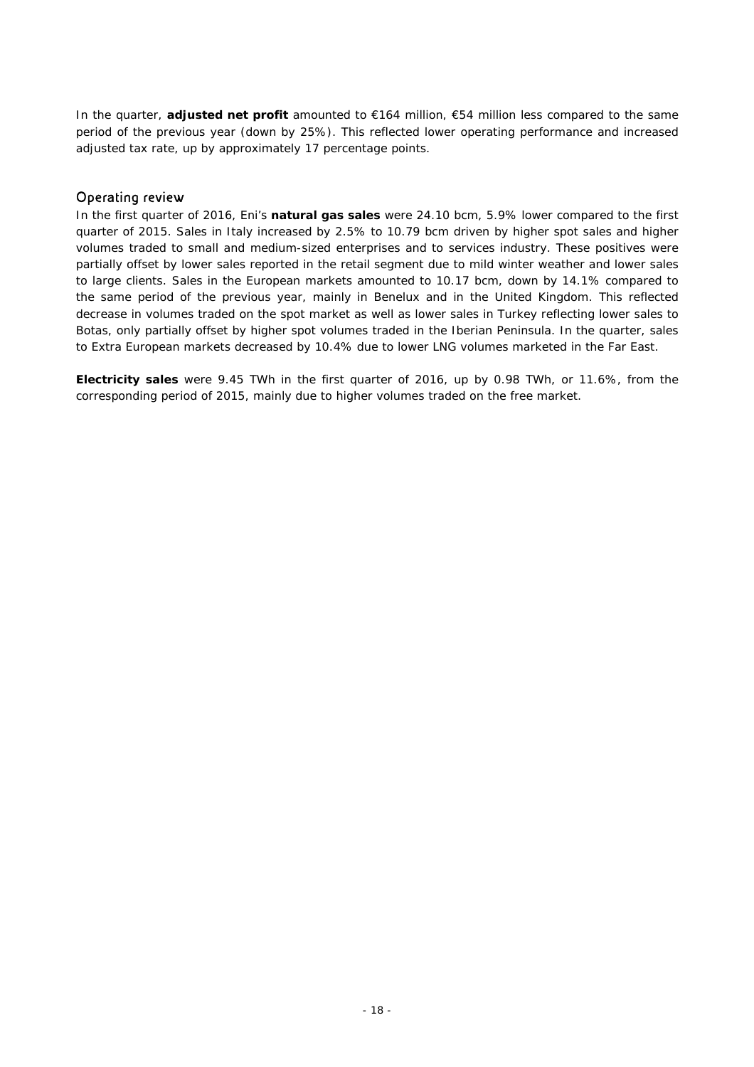In the quarter, **adjusted net profit** amounted to €164 million, €54 million less compared to the same period of the previous year (down by 25%). This reflected lower operating performance and increased adjusted tax rate, up by approximately 17 percentage points.

## Operating review

In the first quarter of 2016, Eni's **natural gas sales** were 24.10 bcm, 5.9% lower compared to the first quarter of 2015. Sales in Italy increased by 2.5% to 10.79 bcm driven by higher spot sales and higher volumes traded to small and medium-sized enterprises and to services industry. These positives were partially offset by lower sales reported in the retail segment due to mild winter weather and lower sales to large clients. Sales in the European markets amounted to 10.17 bcm, down by 14.1% compared to the same period of the previous year, mainly in Benelux and in the United Kingdom. This reflected decrease in volumes traded on the spot market as well as lower sales in Turkey reflecting lower sales to Botas, only partially offset by higher spot volumes traded in the Iberian Peninsula. In the quarter, sales to Extra European markets decreased by 10.4% due to lower LNG volumes marketed in the Far East.

**Electricity sales** were 9.45 TWh in the first quarter of 2016, up by 0.98 TWh, or 11.6%, from the corresponding period of 2015, mainly due to higher volumes traded on the free market.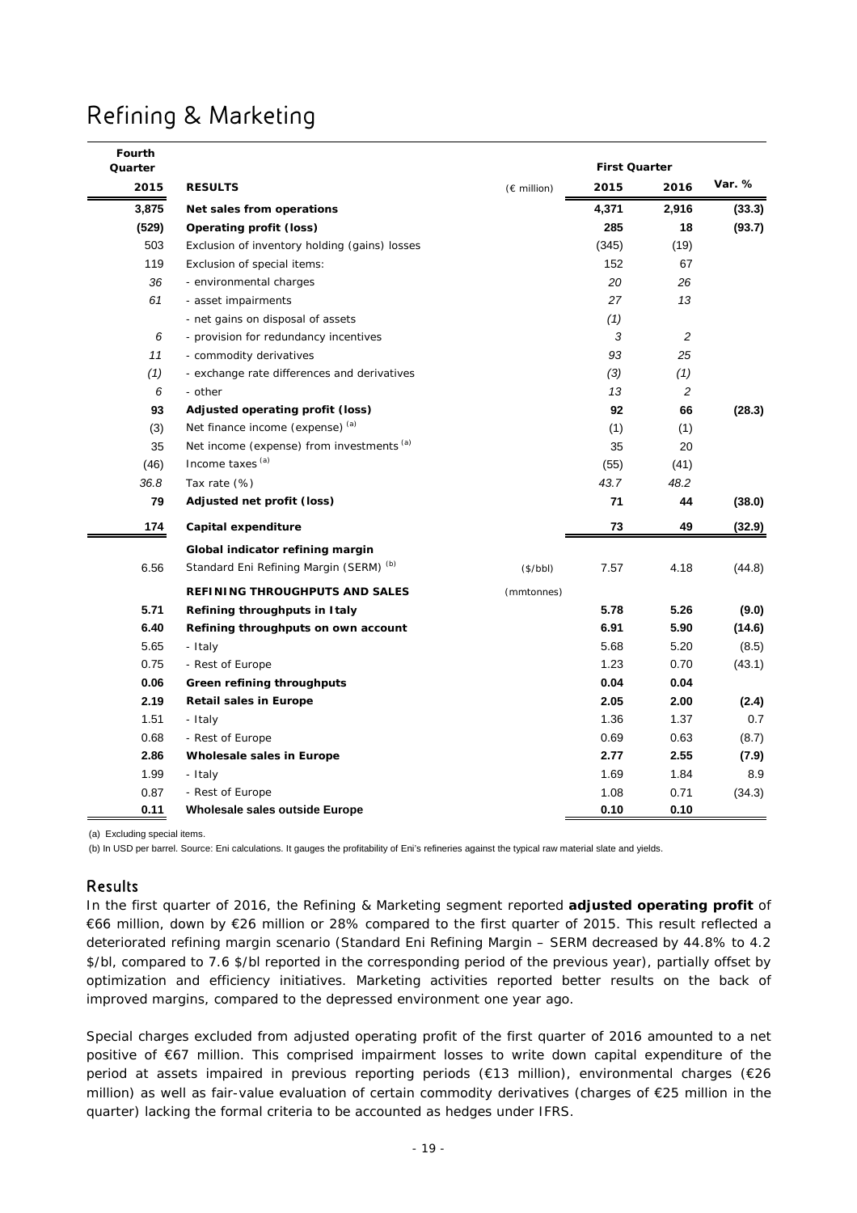# Refining & Marketing

| Fourth Quarter 2015 | RESULTS | (€ million) | First Quarter 2015 | First Quarter 2016 | Var. % |
|---|---|---|---|---|---|
| **3,875** | **Net sales from operations** | | **4,371** | **2,916** | **(33.3)** |
| **(529)** | **Operating profit (loss)** | | **285** | **18** | **(93.7)** |
| 503 | Exclusion of inventory holding (gains) losses | | (345) | (19) | |
| 119 | Exclusion of special items: | | 152 | 67 | |
| *36* | - environmental charges | | *20* | *26* | |
| *61* | - asset impairments | | *27* | *13* | |
| | - net gains on disposal of assets | | *(1)* | | |
| *6* | - provision for redundancy incentives | | *3* | *2* | |
| *11* | - commodity derivatives | | *93* | *25* | |
| *(1)* | - exchange rate differences and derivatives | | *(3)* | *(1)* | |
| *6* | - other | | *13* | *2* | |
| **93** | **Adjusted operating profit (loss)** | | **92** | **66** | **(28.3)** |
| (3) | Net finance income (expense) [(a)] | | (1) | (1) | |
| 35 | Net income (expense) from investments [(a)] | | 35 | 20 | |
| (46) | Income taxes [(a)] | | (55) | (41) | |
| *36.8* | Tax rate (%) | | *43.7* | *48.2* | |
| **79** | **Adjusted net profit (loss)** | | **71** | **44** | **(38.0)** |
| **174** | **Capital expenditure** | | **73** | **49** | **(32.9)** |
| | **Global indicator refining margin** | | | | |
| 6.56 | Standard Eni Refining Margin (SERM) [(b)] | ($/bbl) | 7.57 | 4.18 | (44.8) |
| | **REFINING THROUGHPUTS AND SALES** | (mmtonnes) | | | |
| **5.71** | **Refining throughputs in Italy** | | **5.78** | **5.26** | **(9.0)** |
| **6.40** | **Refining throughputs on own account** | | **6.91** | **5.90** | **(14.6)** |
| 5.65 | - Italy | | 5.68 | 5.20 | (8.5) |
| 0.75 | - Rest of Europe | | 1.23 | 0.70 | (43.1) |
| **0.06** | **Green refining throughputs** | | **0.04** | **0.04** | |
| **2.19** | **Retail sales in Europe** | | **2.05** | **2.00** | **(2.4)** |
| 1.51 | - Italy | | 1.36 | 1.37 | 0.7 |
| 0.68 | - Rest of Europe | | 0.69 | 0.63 | (8.7) |
| **2.86** | **Wholesale sales in Europe** | | **2.77** | **2.55** | **(7.9)** |
| 1.99 | - Italy | | 1.69 | 1.84 | 8.9 |
| 0.87 | - Rest of Europe | | 1.08 | 0.71 | (34.3) |
| **0.11** | **Wholesale sales outside Europe** | | **0.10** | **0.10** | |

(a) Excluding special items.

(b) In USD per barrel. Source: Eni calculations. It gauges the profitability of Eni's refineries against the typical raw material slate and yields.

## Results

In the first quarter of 2016, the Refining & Marketing segment reported **adjusted operating profit** of €66 million, down by €26 million or 28% compared to the first quarter of 2015. This result reflected a deteriorated refining margin scenario (Standard Eni Refining Margin – SERM decreased by 44.8% to 4.2 $/bl, compared to 7.6 $/bl reported in the corresponding period of the previous year), partially offset by optimization and efficiency initiatives. Marketing activities reported better results on the back of improved margins, compared to the depressed environment one year ago.

Special charges excluded from adjusted operating profit of the first quarter of 2016 amounted to a net positive of €67 million. This comprised impairment losses to write down capital expenditure of the period at assets impaired in previous reporting periods (€13 million), environmental charges (€26 million) as well as fair-value evaluation of certain commodity derivatives (charges of €25 million in the quarter) lacking the formal criteria to be accounted as hedges under IFRS.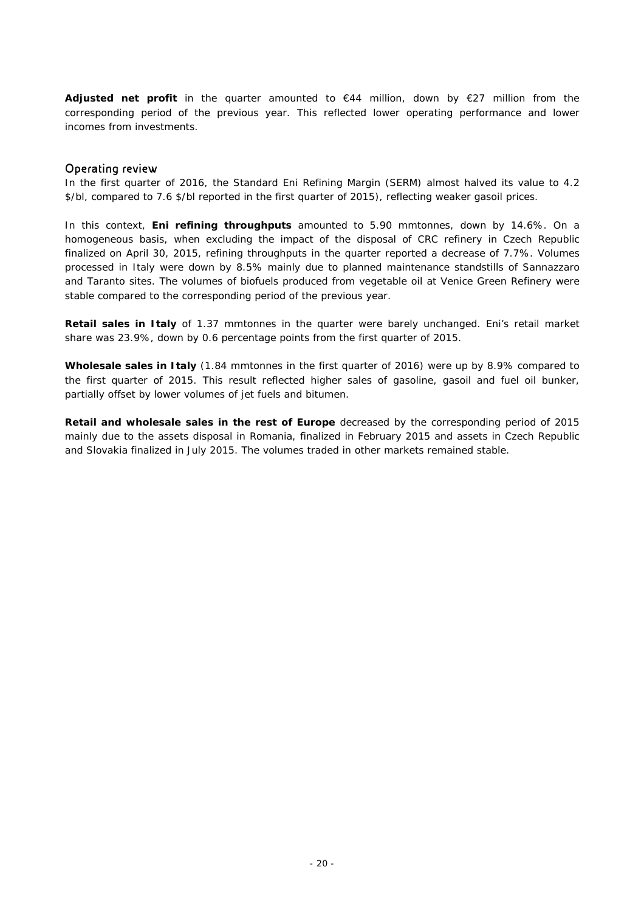**Adjusted net profit** in the quarter amounted to €44 million, down by €27 million from the corresponding period of the previous year. This reflected lower operating performance and lower incomes from investments.

## Operating review

In the first quarter of 2016, the Standard Eni Refining Margin (SERM) almost halved its value to 4.2 $/bl, compared to 7.6 $/bl reported in the first quarter of 2015), reflecting weaker gasoil prices.

In this context, **Eni refining throughputs** amounted to 5.90 mmtonnes, down by 14.6%. On a homogeneous basis, when excluding the impact of the disposal of CRC refinery in Czech Republic finalized on April 30, 2015, refining throughputs in the quarter reported a decrease of 7.7%. Volumes processed in Italy were down by 8.5% mainly due to planned maintenance standstills of Sannazzaro and Taranto sites. The volumes of biofuels produced from vegetable oil at Venice Green Refinery were stable compared to the corresponding period of the previous year.

**Retail sales in Italy** of 1.37 mmtonnes in the quarter were barely unchanged. Eni's retail market share was 23.9%, down by 0.6 percentage points from the first quarter of 2015.

**Wholesale sales in Italy** (1.84 mmtonnes in the first quarter of 2016) were up by 8.9% compared to the first quarter of 2015. This result reflected higher sales of gasoline, gasoil and fuel oil bunker, partially offset by lower volumes of jet fuels and bitumen.

**Retail and wholesale sales in the rest of Europe** decreased by the corresponding period of 2015 mainly due to the assets disposal in Romania, finalized in February 2015 and assets in Czech Republic and Slovakia finalized in July 2015. The volumes traded in other markets remained stable.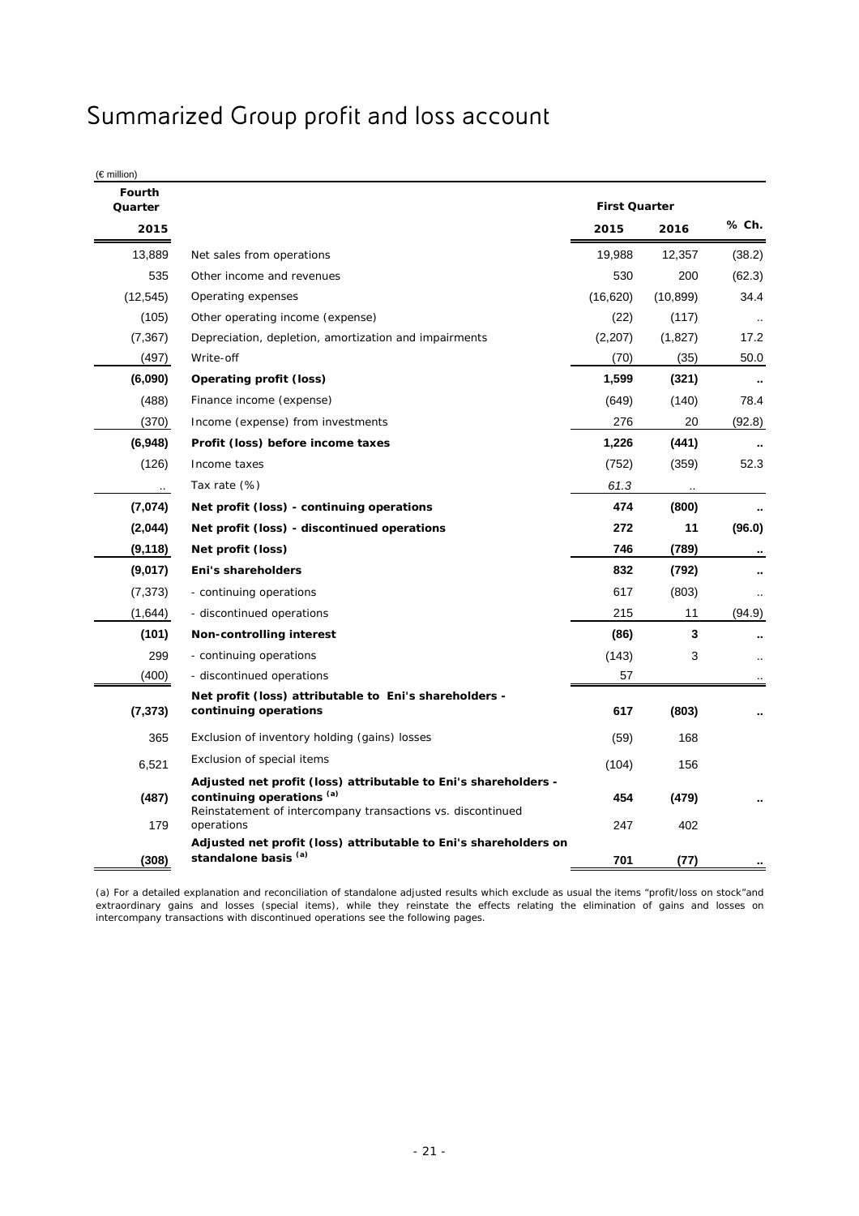# Summarized Group profit and loss account

| (€ million) | | | | |
|---|---|---|---|---|
| **Fourth Quarter** | | **First Quarter** | | |
| **2015** | | **2015** | **2016** | **% Ch.** |
| 13,889 | Net sales from operations | 19,988 | 12,357 | (38.2) |
| 535 | Other income and revenues | 530 | 200 | (62.3) |
| (12,545) | Operating expenses | (16,620) | (10,899) | 34.4 |
| (105) | Other operating income (expense) | (22) | (117) | .. |
| (7,367) | Depreciation, depletion, amortization and impairments | (2,207) | (1,827) | 17.2 |
| (497) | Write-off | (70) | (35) | 50.0 |
| **(6,090)** | **Operating profit (loss)** | **1,599** | **(321)** | **..** |
| (488) | Finance income (expense) | (649) | (140) | 78.4 |
| (370) | Income (expense) from investments | 276 | 20 | (92.8) |
| **(6,948)** | **Profit (loss) before income taxes** | **1,226** | **(441)** | **..** |
| (126) | Income taxes | (752) | (359) | 52.3 |
| .. | Tax rate (%) | *61.3* | .. | |
| **(7,074)** | **Net profit (loss) - continuing operations** | **474** | **(800)** | **..** |
| **(2,044)** | **Net profit (loss) - discontinued operations** | **272** | **11** | **(96.0)** |
| **(9,118)** | **Net profit (loss)** | **746** | **(789)** | **..** |
| **(9,017)** | **Eni's shareholders** | **832** | **(792)** | **..** |
| (7,373) | - continuing operations | 617 | (803) | .. |
| (1,644) | - discontinued operations | 215 | 11 | (94.9) |
| **(101)** | **Non-controlling interest** | **(86)** | **3** | **..** |
| 299 | - continuing operations | (143) | 3 | .. |
| (400) | - discontinued operations | 57 | | .. |
| **(7,373)** | **Net profit (loss) attributable to Eni's shareholders - continuing operations** | **617** | **(803)** | **..** |
| 365 | Exclusion of inventory holding (gains) losses | (59) | 168 | |
| 6,521 | Exclusion of special items | (104) | 156 | |
| **(487)** | **Adjusted net profit (loss) attributable to Eni's shareholders - continuing operations [(a)]** | **454** | **(479)** | **..** |
| 179 | Reinstatement of intercompany transactions vs. discontinued operations | 247 | 402 | |
| **(308)** | **Adjusted net profit (loss) attributable to Eni's shareholders on standalone basis [(a)]** | **701** | **(77)** | **..** |

(a) For a detailed explanation and reconciliation of standalone adjusted results which exclude as usual the items "profit/loss on stock"and extraordinary gains and losses (special items), while they reinstate the effects relating the elimination of gains and losses on intercompany transactions with discontinued operations see the following pages.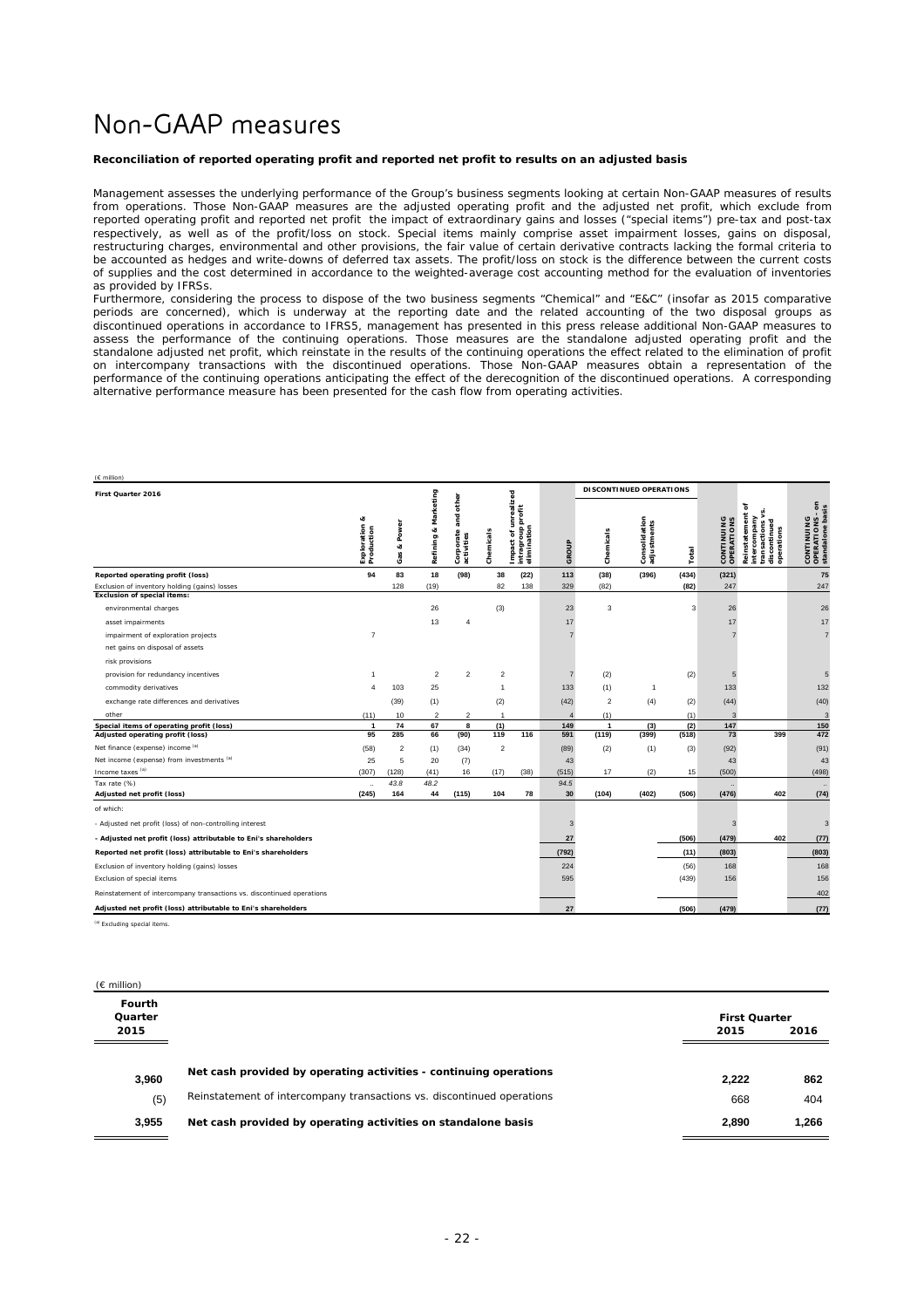# Non-GAAP measures

**Reconciliation of reported operating profit and reported net profit to results on an adjusted basis**

Management assesses the underlying performance of the Group's business segments looking at certain Non-GAAP measures of results from operations. Those Non-GAAP measures are the adjusted operating profit and the adjusted net profit, which exclude from reported operating profit and reported net profit the impact of extraordinary gains and losses ("special items") pre-tax and post-tax respectively, as well as of the profit/loss on stock. Special items mainly comprise asset impairment losses, gains on disposal, restructuring charges, environmental and other provisions, the fair value of certain derivative contracts lacking the formal criteria to be accounted as hedges and write-downs of deferred tax assets. The profit/loss on stock is the difference between the current costs of supplies and the cost determined in accordance to the weighted-average cost accounting method for the evaluation of inventories as provided by IFRSs.

Furthermore, considering the process to dispose of the two business segments "Chemical" and "E&C" (insofar as 2015 comparative periods are concerned), which is underway at the reporting date and the related accounting of the two disposal groups as discontinued operations in accordance to IFRS5, management has presented in this press release additional Non-GAAP measures to assess the performance of the continuing operations. Those measures are the standalone adjusted operating profit and the standalone adjusted net profit, which reinstate in the results of the continuing operations the effect related to the elimination of profit on intercompany transactions with the discontinued operations. Those Non-GAAP measures obtain a representation of the performance of the continuing operations anticipating the effect of the derecognition of the discontinued operations. A corresponding alternative performance measure has been presented for the cash flow from operating activities.

(€ million)

| First Quarter 2016 | Exploration & Production | Gas & Power | Refining & Marketing | Corporate and other activities | Chemicals | Impact of unrealized intragroup profit elimination | GROUP | DISCONTINUED OPERATIONS: Chemicals | DISCONTINUED OPERATIONS: Consolidation adjustments | DISCONTINUED OPERATIONS: Total | CONTINUING OPERATIONS | Reinstatement of intercompany transactions vs. discontinued operations | CONTINUING OPERATIONS - on standalone basis |
|---|---|---|---|---|---|---|---|---|---|---|---|---|---|
| **Reported operating profit (loss)** | **94** | **83** | **18** | **(98)** | **38** | **(22)** | **113** | **(38)** | **(396)** | **(434)** | **(321)** | | **75** |
| Exclusion of inventory holding (gains) losses | | 128 | (19) | | 82 | 138 | 329 | (82) | | (82) | 247 | | 247 |
| **Exclusion of special items:** | | | | | | | | | | | | | |
| environmental charges | | | 26 | | (3) | | 23 | 3 | | 3 | 26 | | 26 |
| asset impairments | | | 13 | 4 | | | 17 | | | | 17 | | 17 |
| impairment of exploration projects | 7 | | | | | | 7 | | | | 7 | | 7 |
| net gains on disposal of assets | | | | | | | | | | | | | |
| risk provisions | | | | | | | | | | | | | |
| provision for redundancy incentives | 1 | | 2 | 2 | 2 | | 7 | (2) | | (2) | 5 | | 5 |
| commodity derivatives | 4 | 103 | 25 | | 1 | | 133 | (1) | 1 | | 133 | | 132 |
| exchange rate differences and derivatives | | (39) | (1) | | (2) | | (42) | 2 | (4) | (2) | (44) | | (40) |
| other | (11) | 10 | 2 | 2 | 1 | | 4 | (1) | | (1) | 3 | | 3 |
| **Special items of operating profit (loss)** | **1** | **74** | **67** | **8** | **(1)** | | **149** | **1** | **(3)** | **(2)** | **147** | | **150** |
| **Adjusted operating profit (loss)** | **95** | **285** | **66** | **(90)** | **119** | **116** | **591** | **(119)** | **(399)** | **(518)** | **73** | **399** | **472** |
| Net finance (expense) income [(a)] | (58) | 2 | (1) | (34) | 2 | | (89) | (2) | (1) | (3) | (92) | | (91) |
| Net income (expense) from investments [(a)] | 25 | 5 | 20 | (7) | | | 43 | | | | 43 | | 43 |
| Income taxes [(a)] | (307) | (128) | (41) | 16 | (17) | (38) | (515) | 17 | (2) | 15 | (500) | | (498) |
| Tax rate (%) | .. | 43.8 | 48.2 | | | | 94.5 | | | | .. | | .. |
| **Adjusted net profit (loss)** | **(245)** | **164** | **44** | **(115)** | **104** | **78** | **30** | **(104)** | **(402)** | **(506)** | **(476)** | **402** | **(74)** |
| of which: | | | | | | | | | | | | | |
| - Adjusted net profit (loss) of non-controlling interest | | | | | | | 3 | | | | 3 | | 3 |
| **- Adjusted net profit (loss) attributable to Eni's shareholders** | | | | | | | **27** | | | **(506)** | **(479)** | **402** | **(77)** |
| **Reported net profit (loss) attributable to Eni's shareholders** | | | | | | | **(792)** | | | **(11)** | **(803)** | | **(803)** |
| Exclusion of inventory holding (gains) losses | | | | | | | 224 | | | (56) | 168 | | 168 |
| Exclusion of special items | | | | | | | 595 | | | (439) | 156 | | 156 |
| Reinstatement of intercompany transactions vs. discontinued operations | | | | | | | | | | | | | 402 |
| **Adjusted net profit (loss) attributable to Eni's shareholders** | | | | | | | **27** | | | **(506)** | **(479)** | | **(77)** |

[(a)] Excluding special items.

(€ million)

| Fourth Quarter 2015 | | First Quarter 2015 | First Quarter 2016 |
|---|---|---|---|
| 3,960 | **Net cash provided by operating activities - continuing operations** | 2,222 | 862 |
| (5) | Reinstatement of intercompany transactions vs. discontinued operations | 668 | 404 |
| 3,955 | **Net cash provided by operating activities on standalone basis** | 2,890 | 1,266 |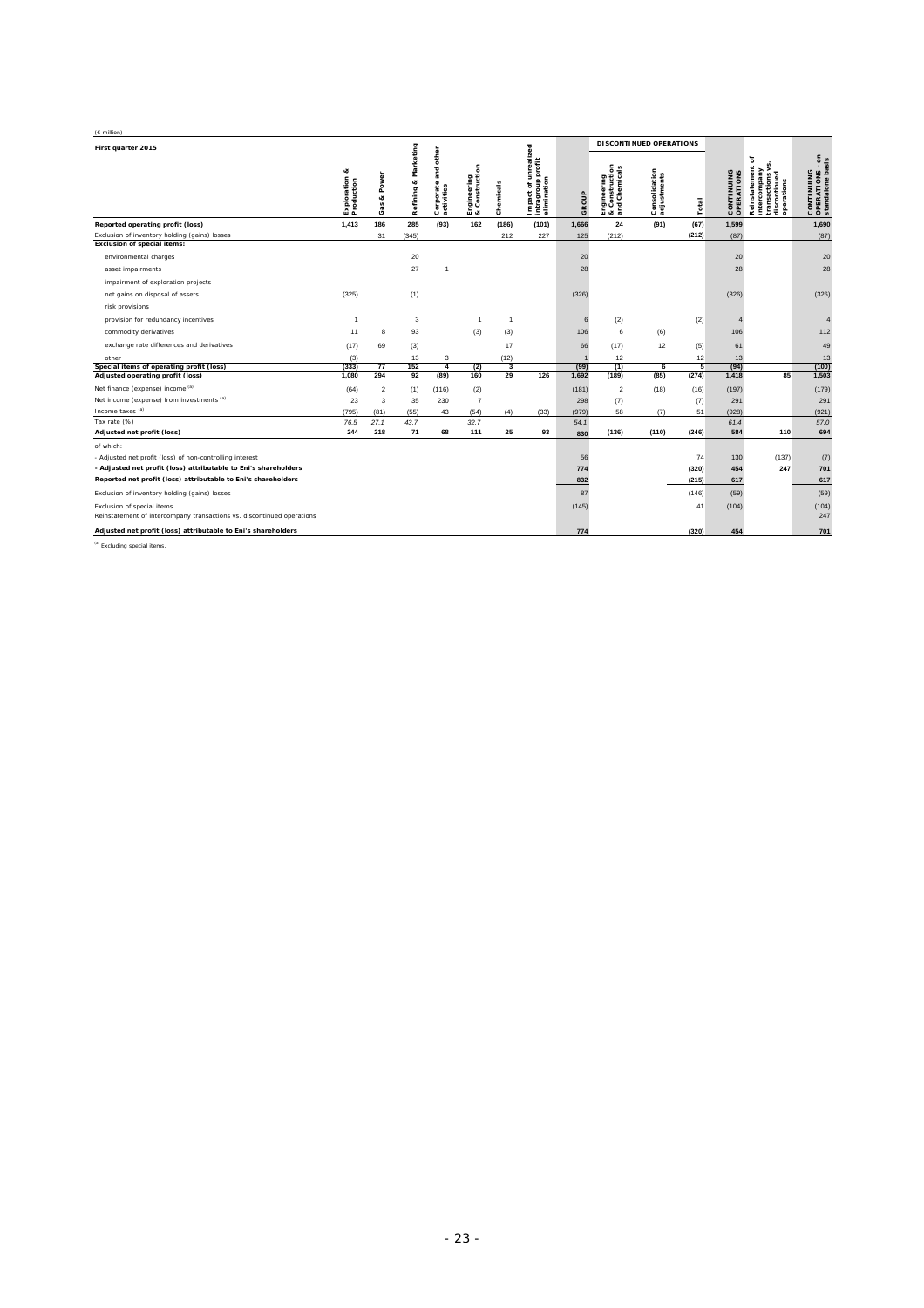(€ million)

| First quarter 2015 | Exploration & Production | Gas & Power | Refining & Marketing | Corporate and other activities | Engineering & Construction | Chemicals | Impact of unrealized intragroup profit elimination | GROUP | DISCONTINUED OPERATIONS | | | CONTINUING OPERATIONS | Reinstatement of intercompany transactions vs. discontinued operations | CONTINUING OPERATIONS - on standalone basis |
|---|---|---|---|---|---|---|---|---|---|---|---|---|---|---|
| | | | | | | | | | Engineering & Construction and Chemicals | Consolidation adjustments | Total | | | |
| **Reported operating profit (loss)** | **1,413** | **186** | **285** | **(93)** | **162** | **(186)** | **(101)** | **1,666** | **24** | **(91)** | **(67)** | **1,599** | | **1,690** |
| Exclusion of inventory holding (gains) losses | | 31 | (345) | | | 212 | 227 | 125 | (212) | | (212) | (87) | | (87) |
| **Exclusion of special items:** | | | | | | | | | | | | | | |
| environmental charges | | | 20 | | | | | 20 | | | | 20 | | 20 |
| asset impairments | | | 27 | 1 | | | | 28 | | | | 28 | | 28 |
| impairment of exploration projects | | | | | | | | | | | | | | |
| net gains on disposal of assets | (325) | | (1) | | | | | (326) | | | | (326) | | (326) |
| risk provisions | | | | | | | | | | | | | | |
| provision for redundancy incentives | 1 | | 3 | | 1 | 1 | | 6 | (2) | | (2) | 4 | | 4 |
| commodity derivatives | 11 | 8 | 93 | | (3) | (3) | | 106 | 6 | (6) | | 106 | | 112 |
| exchange rate differences and derivatives | (17) | 69 | (3) | | | 17 | | 66 | (17) | 12 | (5) | 61 | | 49 |
| other | (3) | | 13 | 3 | | (12) | | 1 | 12 | | 12 | 13 | | 13 |
| **Special items of operating profit (loss)** | **(333)** | **77** | **152** | **4** | **(2)** | **3** | | **(99)** | **(1)** | **6** | **5** | **(94)** | | **(100)** |
| **Adjusted operating profit (loss)** | **1,080** | **294** | **92** | **(89)** | **160** | **29** | **126** | **1,692** | **(189)** | **(85)** | **(274)** | **1,418** | **85** | **1,503** |
| Net finance (expense) income [(a)] | (64) | 2 | (1) | (116) | (2) | | | (181) | 2 | (18) | (16) | (197) | | (179) |
| Net income (expense) from investments [(a)] | 23 | 3 | 35 | 230 | 7 | | | 298 | (7) | | (7) | 291 | | 291 |
| Income taxes [(a)] | (795) | (81) | (55) | 43 | (54) | (4) | (33) | (979) | 58 | (7) | 51 | (928) | | (921) |
| Tax rate (%) | *76.5* | *27.1* | *43.7* | | *32.7* | | | *54.1* | | | | *61.4* | | *57.0* |
| **Adjusted net profit (loss)** | **244** | **218** | **71** | **68** | **111** | **25** | **93** | **830** | **(136)** | **(110)** | **(246)** | **584** | **110** | **694** |
| of which: | | | | | | | | | | | | | | |
| - Adjusted net profit (loss) of non-controlling interest | | | | | | | | 56 | | | 74 | 130 | (137) | (7) |
| **- Adjusted net profit (loss) attributable to Eni's shareholders** | | | | | | | | **774** | | | **(320)** | **454** | **247** | **701** |
| **Reported net profit (loss) attributable to Eni's shareholders** | | | | | | | | **832** | | | **(215)** | **617** | | **617** |
| Exclusion of inventory holding (gains) losses | | | | | | | | 87 | | | (146) | (59) | | (59) |
| Exclusion of special items | | | | | | | | (145) | | | 41 | (104) | | (104) |
| Reinstatement of intercompany transactions vs. discontinued operations | | | | | | | | | | | | | | 247 |
| **Adjusted net profit (loss) attributable to Eni's shareholders** | | | | | | | | **774** | | | **(320)** | **454** | | **701** |

[(a)] Excluding special items.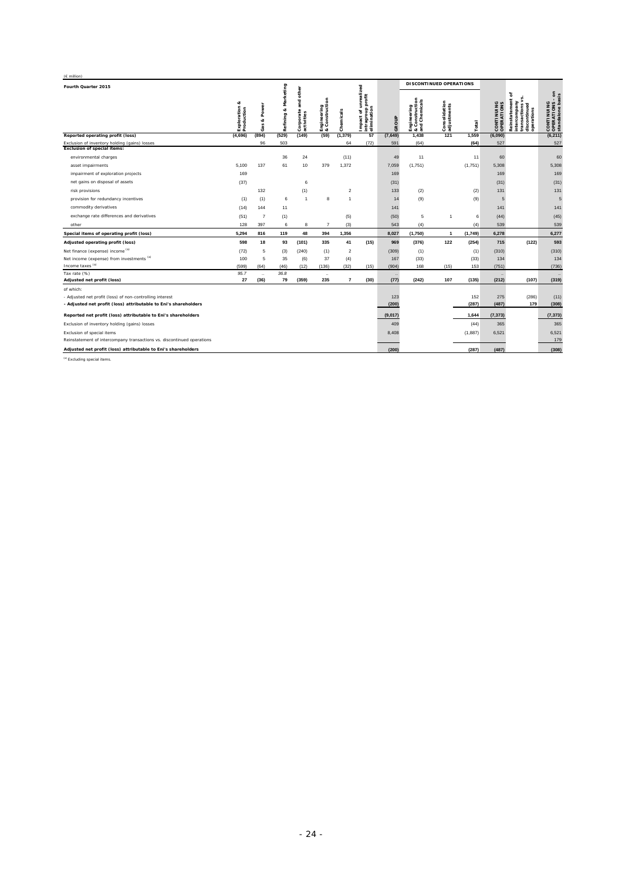(€ million)

| Fourth Quarter 2015 | Exploration & Production | Gas & Power | Refining & Marketing | Corporate and other activities | Engineering & Construction | Chemicals | Impact of unrealized intragroup profit elimination | GROUP | DISCONTINUED OPERATIONS | | | CONTINUING OPERATIONS | Reinstatement of intercompany transactions vs. discontinued operations | CONTINUING OPERATIONS - on standalone basis |
|---|---|---|---|---|---|---|---|---|---|---|---|---|---|---|
| | | | | | | | | | Engineering & Construction and Chemicals | Consolidation adjustments | Total | | | |
| **Reported operating profit (loss)** | **(4,696)** | **(894)** | **(529)** | **(149)** | **(59)** | **(1,379)** | **57** | **(7,649)** | **1,438** | **121** | **1,559** | **(6,090)** | | **(6,211)** |
| Exclusion of inventory holding (gains) losses | | 96 | 503 | | | 64 | (72) | 591 | (64) | | (64) | 527 | | 527 |
| **Exclusion of special items:** | | | | | | | | | | | | | | |
| environmental charges | | | 36 | 24 | | (11) | | 49 | 11 | | 11 | 60 | | 60 |
| asset impairments | 5,100 | 137 | 61 | 10 | 379 | 1,372 | | 7,059 | (1,751) | | (1,751) | 5,308 | | 5,308 |
| impairment of exploration projects | 169 | | | | | | | 169 | | | | 169 | | 169 |
| net gains on disposal of assets | (37) | | | 6 | | | | (31) | | | | (31) | | (31) |
| risk provisions | | 132 | | (1) | | 2 | | 133 | (2) | | (2) | 131 | | 131 |
| provision for redundancy incentives | (1) | (1) | 6 | 1 | 8 | 1 | | 14 | (9) | | (9) | 5 | | 5 |
| commodity derivatives | (14) | 144 | 11 | | | | | 141 | | | | 141 | | 141 |
| exchange rate differences and derivatives | (51) | 7 | (1) | | | (5) | | (50) | 5 | 1 | 6 | (44) | | (45) |
| other | 128 | 397 | 6 | 8 | 7 | (3) | | 543 | (4) | | (4) | 539 | | 539 |
| **Special items of operating profit (loss)** | **5,294** | **816** | **119** | **48** | **394** | **1,356** | | **8,027** | **(1,750)** | **1** | **(1,749)** | **6,278** | | **6,277** |
| **Adjusted operating profit (loss)** | **598** | **18** | **93** | **(101)** | **335** | **41** | **(15)** | **969** | **(376)** | **122** | **(254)** | **715** | **(122)** | **593** |
| Net finance (expense) income [(a)] | (72) | 5 | (3) | (240) | (1) | 2 | | (309) | (1) | | (1) | (310) | | (310) |
| Net income (expense) from investments [(a)] | 100 | 5 | 35 | (6) | 37 | (4) | | 167 | (33) | | (33) | 134 | | 134 |
| Income taxes [(a)] | (599) | (64) | (46) | (12) | (136) | (32) | (15) | (904) | 168 | (15) | 153 | (751) | | (736) |
| Tax rate (%) | 95.7 | .. | 36.8 | | .. | | | .. | | | | .. | | .. |
| **Adjusted net profit (loss)** | **27** | **(36)** | **79** | **(359)** | **235** | **7** | **(30)** | **(77)** | **(242)** | **107** | **(135)** | **(212)** | **(107)** | **(319)** |
| of which: | | | | | | | | | | | | | | |
| - Adjusted net profit (loss) of non-controlling interest | | | | | | | | 123 | | | 152 | 275 | (286) | (11) |
| **- Adjusted net profit (loss) attributable to Eni's shareholders** | | | | | | | | **(200)** | | | **(287)** | **(487)** | **179** | **(308)** |
| **Reported net profit (loss) attributable to Eni's shareholders** | | | | | | | | **(9,017)** | | | **1,644** | **(7,373)** | | **(7,373)** |
| Exclusion of inventory holding (gains) losses | | | | | | | | 409 | | | (44) | 365 | | 365 |
| Exclusion of special items | | | | | | | | 8,408 | | | (1,887) | 6,521 | | 6,521 |
| Reinstatement of intercompany transactions vs. discontinued operations | | | | | | | | | | | | | | 179 |
| **Adjusted net profit (loss) attributable to Eni's shareholders** | | | | | | | | **(200)** | | | **(287)** | **(487)** | | **(308)** |

(a) Excluding special items.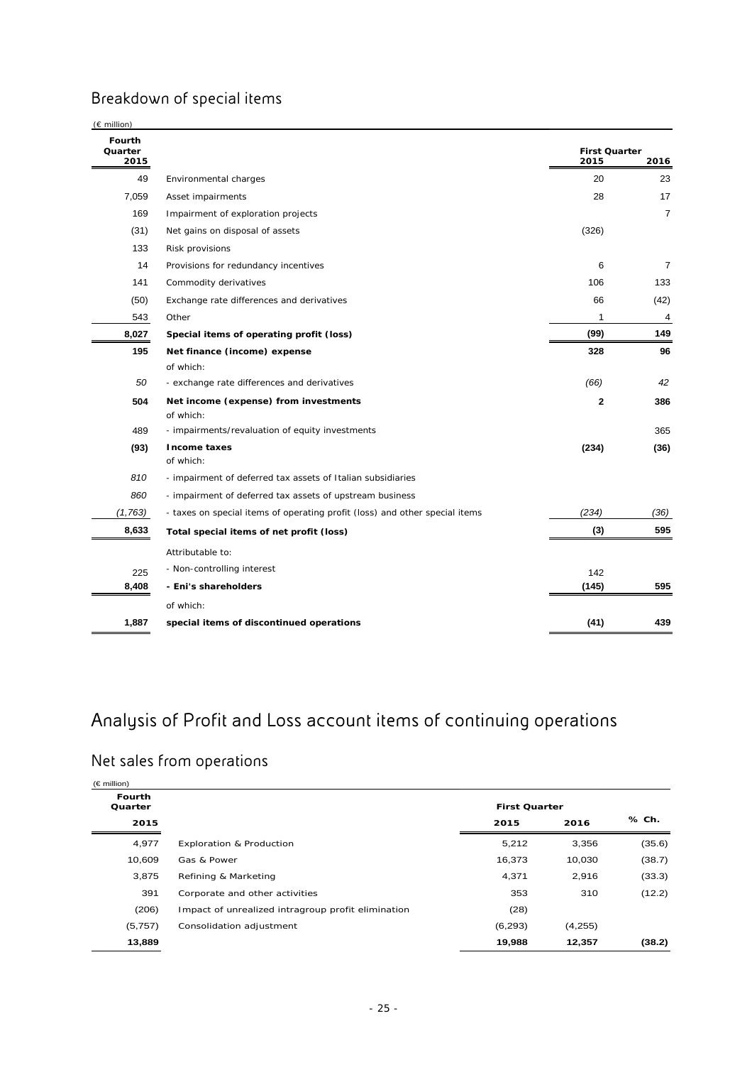## Breakdown of special items

(€ million)

| Fourth Quarter 2015 | | First Quarter 2015 | First Quarter 2016 |
|---|---|---|---|
| 49 | Environmental charges | 20 | 23 |
| 7,059 | Asset impairments | 28 | 17 |
| 169 | Impairment of exploration projects | | 7 |
| (31) | Net gains on disposal of assets | (326) | |
| 133 | Risk provisions | | |
| 14 | Provisions for redundancy incentives | 6 | 7 |
| 141 | Commodity derivatives | 106 | 133 |
| (50) | Exchange rate differences and derivatives | 66 | (42) |
| 543 | Other | 1 | 4 |
| **8,027** | **Special items of operating profit (loss)** | **(99)** | **149** |
| **195** | **Net finance (income) expense** | **328** | **96** |
| | of which: | | |
| *50* | - exchange rate differences and derivatives | *(66)* | *42* |
| **504** | **Net income (expense) from investments** | **2** | **386** |
| | of which: | | |
| 489 | - impairments/revaluation of equity investments | | 365 |
| **(93)** | **Income taxes** | **(234)** | **(36)** |
| | of which: | | |
| *810* | - impairment of deferred tax assets of Italian subsidiaries | | |
| *860* | - impairment of deferred tax assets of upstream business | | |
| *(1,763)* | - taxes on special items of operating profit (loss) and other special items | *(234)* | *(36)* |
| **8,633** | **Total special items of net profit (loss)** | **(3)** | **595** |
| | Attributable to: | | |
| 225 | - Non-controlling interest | 142 | |
| **8,408** | **- Eni's shareholders** | **(145)** | **595** |
| | of which: | | |
| **1,887** | **special items of discontinued operations** | **(41)** | **439** |

# Analysis of Profit and Loss account items of continuing operations

## Net sales from operations

(€ million)

| Fourth Quarter 2015 | | First Quarter 2015 | First Quarter 2016 | % Ch. |
|---|---|---|---|---|
| 4,977 | Exploration & Production | 5,212 | 3,356 | (35.6) |
| 10,609 | Gas & Power | 16,373 | 10,030 | (38.7) |
| 3,875 | Refining & Marketing | 4,371 | 2,916 | (33.3) |
| 391 | Corporate and other activities | 353 | 310 | (12.2) |
| (206) | Impact of unrealized intragroup profit elimination | (28) | | |
| (5,757) | Consolidation adjustment | (6,293) | (4,255) | |
| **13,889** | | **19,988** | **12,357** | **(38.2)** |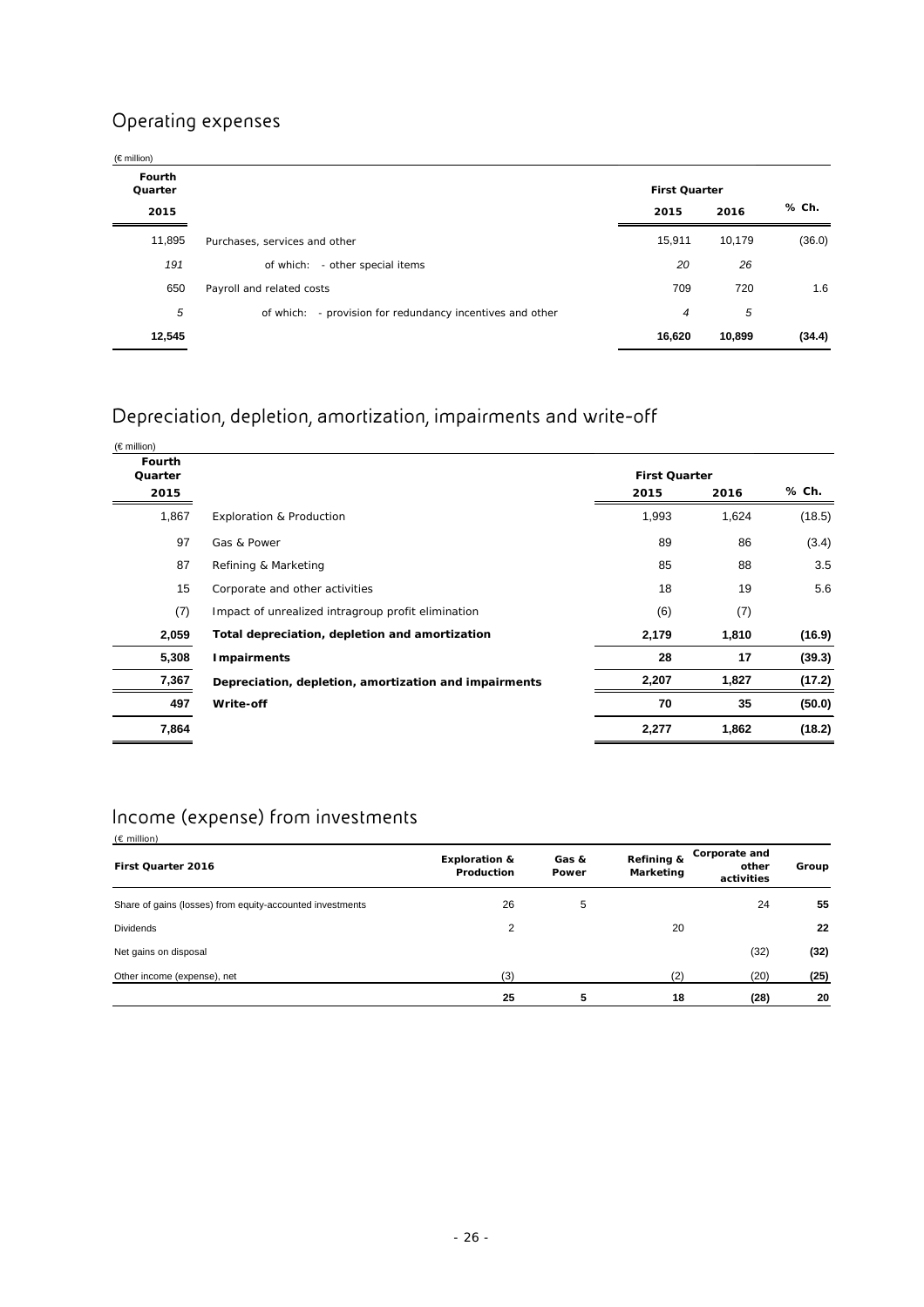## Operating expenses

(€ million)

| Fourth Quarter 2015 | | First Quarter 2015 | First Quarter 2016 | % Ch. |
|---|---|---|---|---|
| 11,895 | Purchases, services and other | 15,911 | 10,179 | (36.0) |
| *191* | of which: - other special items | *20* | *26* | |
| 650 | Payroll and related costs | 709 | 720 | 1.6 |
| *5* | of which: - provision for redundancy incentives and other | *4* | *5* | |
| **12,545** | | **16,620** | **10,899** | **(34.4)** |

## Depreciation, depletion, amortization, impairments and write-off

(€ million)

| Fourth Quarter 2015 | | First Quarter 2015 | First Quarter 2016 | % Ch. |
|---|---|---|---|---|
| 1,867 | Exploration & Production | 1,993 | 1,624 | (18.5) |
| 97 | Gas & Power | 89 | 86 | (3.4) |
| 87 | Refining & Marketing | 85 | 88 | 3.5 |
| 15 | Corporate and other activities | 18 | 19 | 5.6 |
| (7) | Impact of unrealized intragroup profit elimination | (6) | (7) | |
| **2,059** | **Total depreciation, depletion and amortization** | **2,179** | **1,810** | **(16.9)** |
| **5,308** | **Impairments** | **28** | **17** | **(39.3)** |
| **7,367** | **Depreciation, depletion, amortization and impairments** | **2,207** | **1,827** | **(17.2)** |
| **497** | **Write-off** | **70** | **35** | **(50.0)** |
| **7,864** | | **2,277** | **1,862** | **(18.2)** |

## Income (expense) from investments

(€ million)

| First Quarter 2016 | Exploration & Production | Gas & Power | Refining & Marketing | Corporate and other activities | Group |
|---|---|---|---|---|---|
| Share of gains (losses) from equity-accounted investments | 26 | 5 | | 24 | **55** |
| Dividends | 2 | | 20 | | **22** |
| Net gains on disposal | | | | (32) | **(32)** |
| Other income (expense), net | (3) | | (2) | (20) | **(25)** |
| | **25** | **5** | **18** | **(28)** | **20** |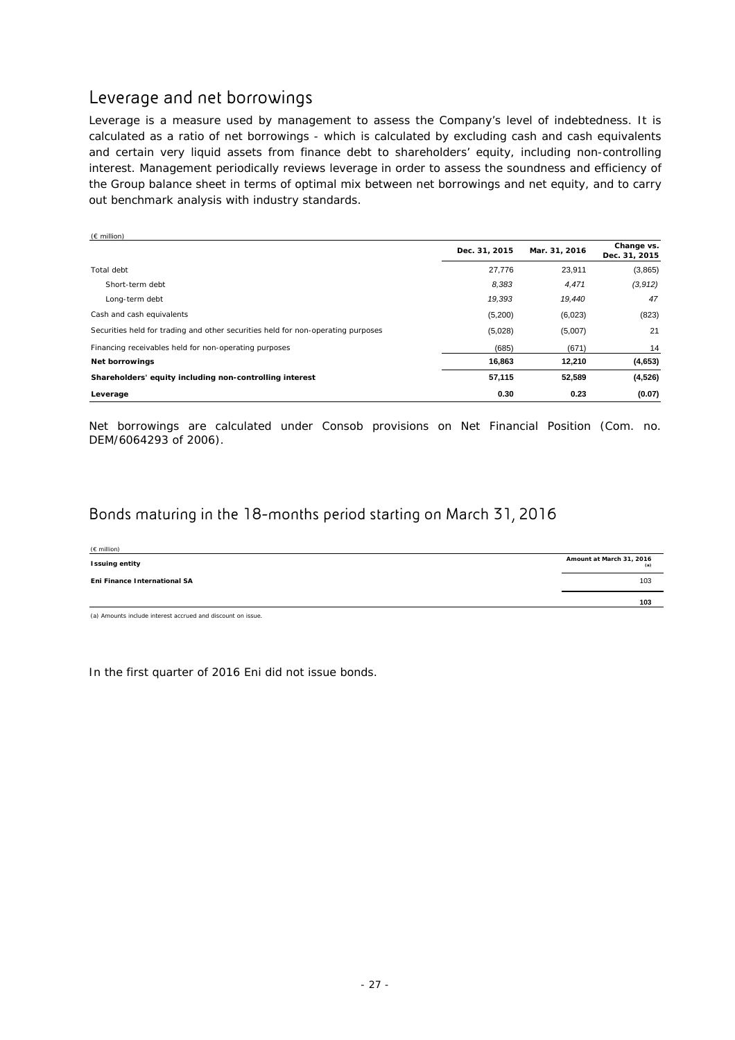## Leverage and net borrowings

Leverage is a measure used by management to assess the Company's level of indebtedness. It is calculated as a ratio of net borrowings - which is calculated by excluding cash and cash equivalents and certain very liquid assets from finance debt to shareholders' equity, including non-controlling interest. Management periodically reviews leverage in order to assess the soundness and efficiency of the Group balance sheet in terms of optimal mix between net borrowings and net equity, and to carry out benchmark analysis with industry standards.

(€ million)

| | Dec. 31, 2015 | Mar. 31, 2016 | Change vs. Dec. 31, 2015 |
|---|---|---|---|
| Total debt | 27,776 | 23,911 | (3,865) |
| Short-term debt | *8,383* | *4,471* | *(3,912)* |
| Long-term debt | *19,393* | *19,440* | *47* |
| Cash and cash equivalents | (5,200) | (6,023) | (823) |
| Securities held for trading and other securities held for non-operating purposes | (5,028) | (5,007) | 21 |
| Financing receivables held for non-operating purposes | (685) | (671) | 14 |
| **Net borrowings** | **16,863** | **12,210** | **(4,653)** |
| **Shareholders' equity including non-controlling interest** | **57,115** | **52,589** | **(4,526)** |
| **Leverage** | **0.30** | **0.23** | **(0.07)** |

Net borrowings are calculated under Consob provisions on Net Financial Position (Com. no. DEM/6064293 of 2006).

## Bonds maturing in the 18-months period starting on March 31, 2016

(€ million)

| Issuing entity | Amount at March 31, 2016 (a) |
|---|---|
| **Eni Finance International SA** | 103 |
| | **103** |

(a) Amounts include interest accrued and discount on issue.

In the first quarter of 2016 Eni did not issue bonds.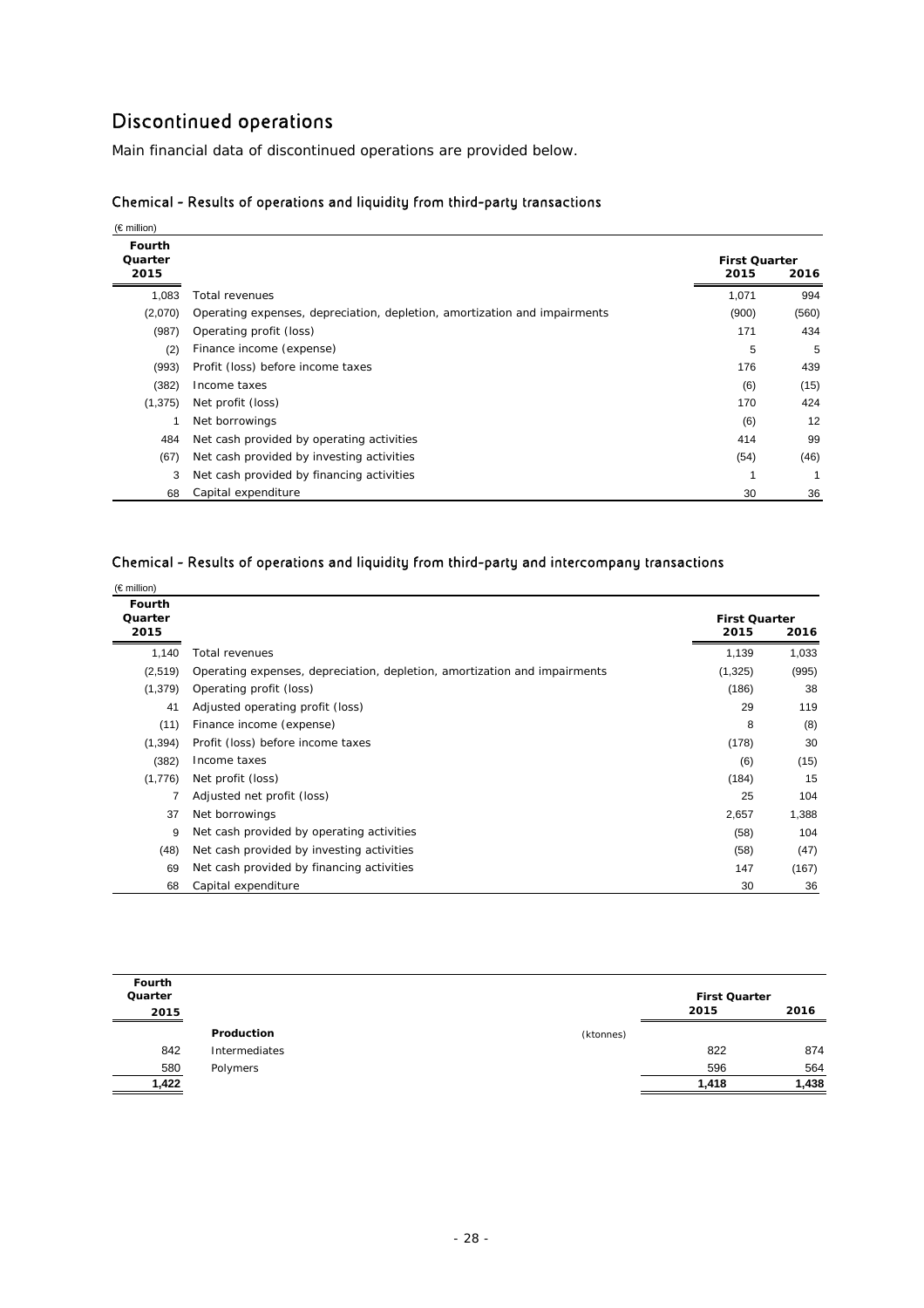# Discontinued operations

Main financial data of discontinued operations are provided below.

### Chemical - Results of operations and liquidity from third-party transactions

(€ million)

| Fourth Quarter 2015 | | First Quarter 2015 | First Quarter 2016 |
|---|---|---|---|
| 1,083 | Total revenues | 1,071 | 994 |
| (2,070) | Operating expenses, depreciation, depletion, amortization and impairments | (900) | (560) |
| (987) | Operating profit (loss) | 171 | 434 |
| (2) | Finance income (expense) | 5 | 5 |
| (993) | Profit (loss) before income taxes | 176 | 439 |
| (382) | Income taxes | (6) | (15) |
| (1,375) | Net profit (loss) | 170 | 424 |
| 1 | Net borrowings | (6) | 12 |
| 484 | Net cash provided by operating activities | 414 | 99 |
| (67) | Net cash provided by investing activities | (54) | (46) |
| 3 | Net cash provided by financing activities | 1 | 1 |
| 68 | Capital expenditure | 30 | 36 |

### Chemical - Results of operations and liquidity from third-party and intercompany transactions

(€ million)

| Fourth Quarter 2015 | | First Quarter 2015 | First Quarter 2016 |
|---|---|---|---|
| 1,140 | Total revenues | 1,139 | 1,033 |
| (2,519) | Operating expenses, depreciation, depletion, amortization and impairments | (1,325) | (995) |
| (1,379) | Operating profit (loss) | (186) | 38 |
| 41 | Adjusted operating profit (loss) | 29 | 119 |
| (11) | Finance income (expense) | 8 | (8) |
| (1,394) | Profit (loss) before income taxes | (178) | 30 |
| (382) | Income taxes | (6) | (15) |
| (1,776) | Net profit (loss) | (184) | 15 |
| 7 | Adjusted net profit (loss) | 25 | 104 |
| 37 | Net borrowings | 2,657 | 1,388 |
| 9 | Net cash provided by operating activities | (58) | 104 |
| (48) | Net cash provided by investing activities | (58) | (47) |
| 69 | Net cash provided by financing activities | 147 | (167) |
| 68 | Capital expenditure | 30 | 36 |

| Fourth Quarter 2015 | | | First Quarter 2015 | First Quarter 2016 |
|---|---|---|---|---|
| | **Production** | (ktonnes) | | |
| 842 | Intermediates | | 822 | 874 |
| 580 | Polymers | | 596 | 564 |
| **1,422** | | | **1,418** | **1,438** |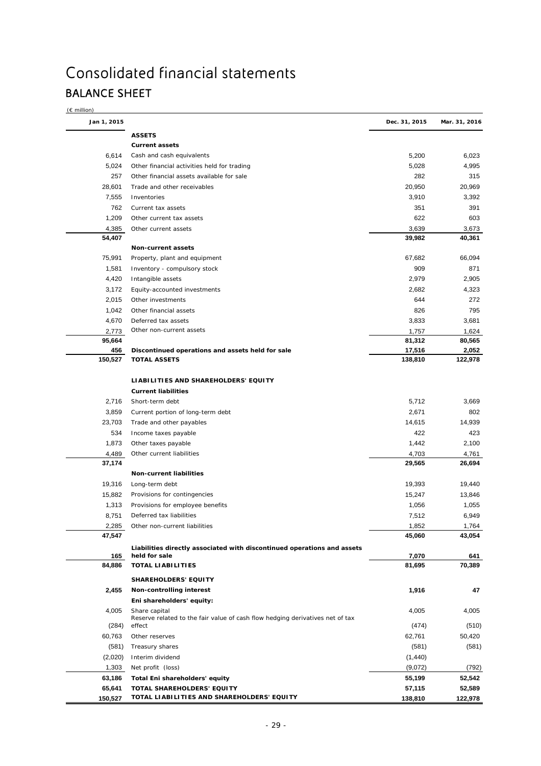# Consolidated financial statements

## BALANCE SHEET

(€ million)

| Jan 1, 2015 | | Dec. 31, 2015 | Mar. 31, 2016 |
|---|---|---|---|
| | **ASSETS** | | |
| | **Current assets** | | |
| 6,614 | Cash and cash equivalents | 5,200 | 6,023 |
| 5,024 | Other financial activities held for trading | 5,028 | 4,995 |
| 257 | Other financial assets available for sale | 282 | 315 |
| 28,601 | Trade and other receivables | 20,950 | 20,969 |
| 7,555 | Inventories | 3,910 | 3,392 |
| 762 | Current tax assets | 351 | 391 |
| 1,209 | Other current tax assets | 622 | 603 |
| 4,385 | Other current assets | 3,639 | 3,673 |
| **54,407** | | **39,982** | **40,361** |
| | **Non-current assets** | | |
| 75,991 | Property, plant and equipment | 67,682 | 66,094 |
| 1,581 | Inventory - compulsory stock | 909 | 871 |
| 4,420 | Intangible assets | 2,979 | 2,905 |
| 3,172 | Equity-accounted investments | 2,682 | 4,323 |
| 2,015 | Other investments | 644 | 272 |
| 1,042 | Other financial assets | 826 | 795 |
| 4,670 | Deferred tax assets | 3,833 | 3,681 |
| 2,773 | Other non-current assets | 1,757 | 1,624 |
| **95,664** | | **81,312** | **80,565** |
| **456** | **Discontinued operations and assets held for sale** | **17,516** | **2,052** |
| **150,527** | **TOTAL ASSETS** | **138,810** | **122,978** |
| | **LIABILITIES AND SHAREHOLDERS' EQUITY** | | |
| | **Current liabilities** | | |
| 2,716 | Short-term debt | 5,712 | 3,669 |
| 3,859 | Current portion of long-term debt | 2,671 | 802 |
| 23,703 | Trade and other payables | 14,615 | 14,939 |
| 534 | Income taxes payable | 422 | 423 |
| 1,873 | Other taxes payable | 1,442 | 2,100 |
| 4,489 | Other current liabilities | 4,703 | 4,761 |
| **37,174** | | **29,565** | **26,694** |
| | **Non-current liabilities** | | |
| 19,316 | Long-term debt | 19,393 | 19,440 |
| 15,882 | Provisions for contingencies | 15,247 | 13,846 |
| 1,313 | Provisions for employee benefits | 1,056 | 1,055 |
| 8,751 | Deferred tax liabilities | 7,512 | 6,949 |
| 2,285 | Other non-current liabilities | 1,852 | 1,764 |
| **47,547** | | **45,060** | **43,054** |
| **165** | **Liabilities directly associated with discontinued operations and assets held for sale** | **7,070** | **641** |
| **84,886** | **TOTAL LIABILITIES** | **81,695** | **70,389** |
| | **SHAREHOLDERS' EQUITY** | | |
| **2,455** | **Non-controlling interest** | **1,916** | **47** |
| | **Eni shareholders' equity:** | | |
| 4,005 | Share capital | 4,005 | 4,005 |
| (284) | Reserve related to the fair value of cash flow hedging derivatives net of tax effect | (474) | (510) |
| 60,763 | Other reserves | 62,761 | 50,420 |
| (581) | Treasury shares | (581) | (581) |
| (2,020) | Interim dividend | (1,440) | |
| 1,303 | Net profit (loss) | (9,072) | (792) |
| **63,186** | **Total Eni shareholders' equity** | **55,199** | **52,542** |
| **65,641** | **TOTAL SHAREHOLDERS' EQUITY** | **57,115** | **52,589** |
| **150,527** | **TOTAL LIABILITIES AND SHAREHOLDERS' EQUITY** | **138,810** | **122,978** |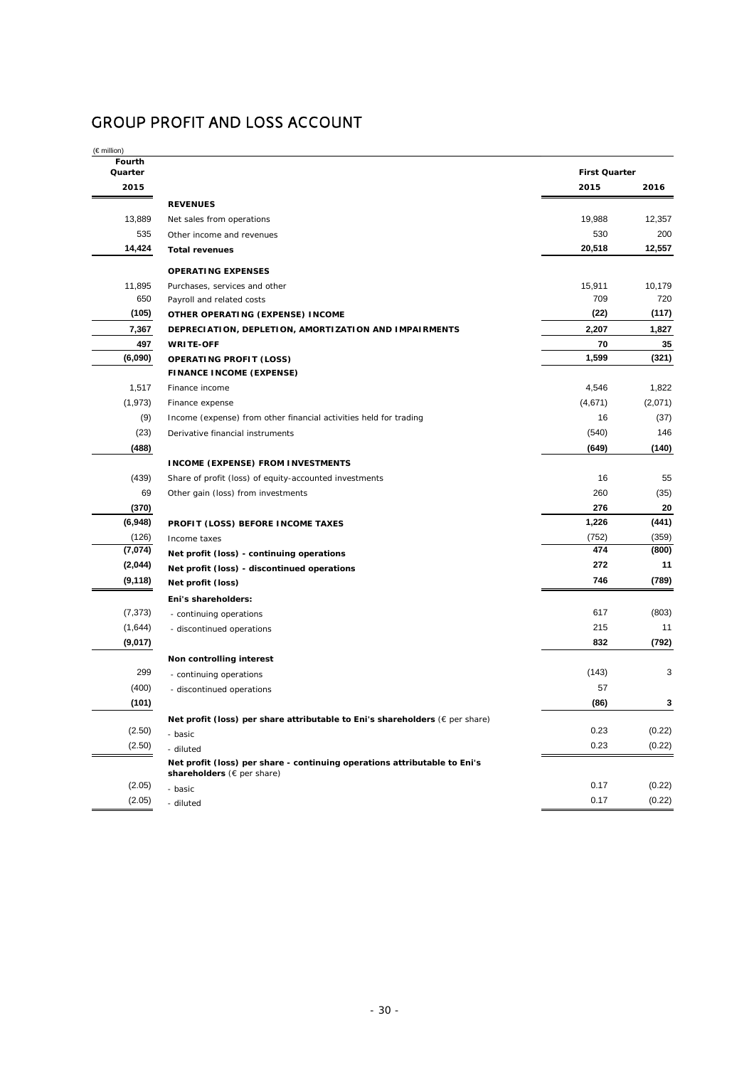# GROUP PROFIT AND LOSS ACCOUNT

(€ million)

| Fourth Quarter | | First Quarter | |
|---|---|---|---|
| 2015 | | 2015 | 2016 |
| | **REVENUES** | | |
| 13,889 | Net sales from operations | 19,988 | 12,357 |
| 535 | Other income and revenues | 530 | 200 |
| **14,424** | **Total revenues** | **20,518** | **12,557** |
| | **OPERATING EXPENSES** | | |
| 11,895 | Purchases, services and other | 15,911 | 10,179 |
| 650 | Payroll and related costs | 709 | 720 |
| **(105)** | **OTHER OPERATING (EXPENSE) INCOME** | **(22)** | **(117)** |
| **7,367** | **DEPRECIATION, DEPLETION, AMORTIZATION AND IMPAIRMENTS** | **2,207** | **1,827** |
| **497** | **WRITE-OFF** | **70** | **35** |
| **(6,090)** | **OPERATING PROFIT (LOSS)** | **1,599** | **(321)** |
| | **FINANCE INCOME (EXPENSE)** | | |
| 1,517 | Finance income | 4,546 | 1,822 |
| (1,973) | Finance expense | (4,671) | (2,071) |
| (9) | Income (expense) from other financial activities held for trading | 16 | (37) |
| (23) | Derivative financial instruments | (540) | 146 |
| **(488)** | | **(649)** | **(140)** |
| | **INCOME (EXPENSE) FROM INVESTMENTS** | | |
| (439) | Share of profit (loss) of equity-accounted investments | 16 | 55 |
| 69 | Other gain (loss) from investments | 260 | (35) |
| **(370)** | | **276** | **20** |
| **(6,948)** | **PROFIT (LOSS) BEFORE INCOME TAXES** | **1,226** | **(441)** |
| (126) | Income taxes | (752) | (359) |
| **(7,074)** | **Net profit (loss) - continuing operations** | **474** | **(800)** |
| **(2,044)** | **Net profit (loss) - discontinued operations** | **272** | **11** |
| **(9,118)** | **Net profit (loss)** | **746** | **(789)** |
| | **Eni's shareholders:** | | |
| (7,373) | - continuing operations | 617 | (803) |
| (1,644) | - discontinued operations | 215 | 11 |
| **(9,017)** | | **832** | **(792)** |
| | **Non controlling interest** | | |
| 299 | - continuing operations | (143) | 3 |
| (400) | - discontinued operations | 57 | |
| **(101)** | | **(86)** | **3** |
| | **Net profit (loss) per share attributable to Eni's shareholders** (€ per share) | | |
| (2.50) | - basic | 0.23 | (0.22) |
| (2.50) | - diluted | 0.23 | (0.22) |
| | **Net profit (loss) per share - continuing operations attributable to Eni's shareholders** (€ per share) | | |
| (2.05) | - basic | 0.17 | (0.22) |
| (2.05) | - diluted | 0.17 | (0.22) |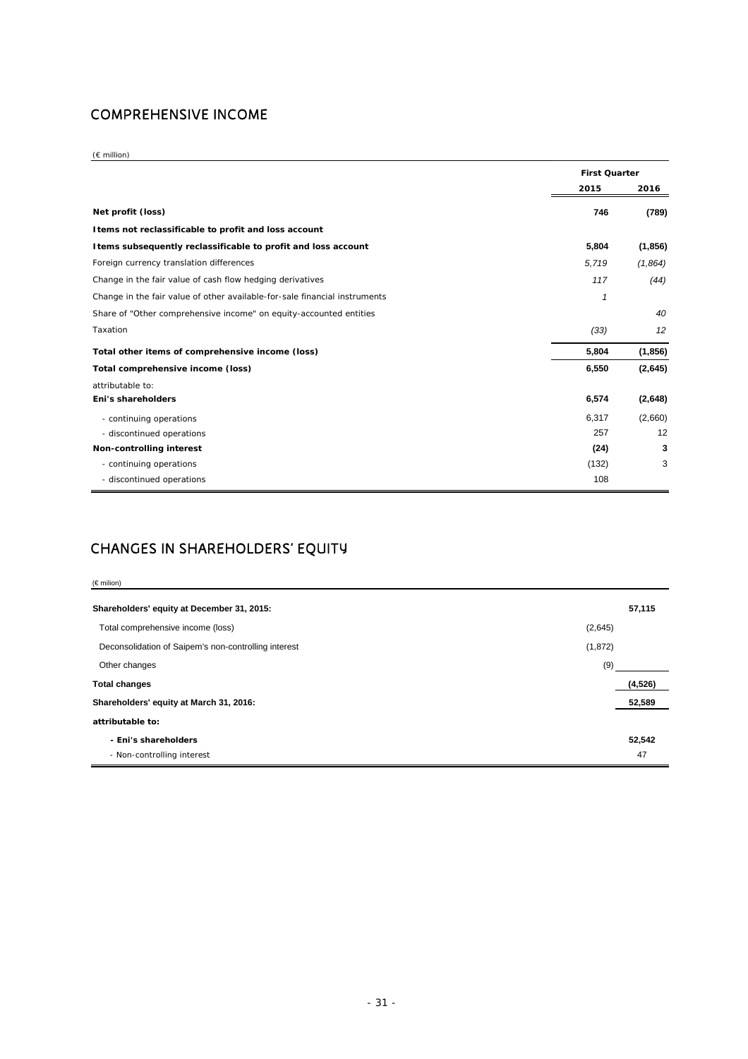## COMPREHENSIVE INCOME

(€ million)

| | First Quarter | |
|---|---|---|
| | 2015 | 2016 |
| **Net profit (loss)** | **746** | **(789)** |
| **Items not reclassificable to profit and loss account** | | |
| **Items subsequently reclassificable to profit and loss account** | **5,804** | **(1,856)** |
| Foreign currency translation differences | *5,719* | *(1,864)* |
| Change in the fair value of cash flow hedging derivatives | *117* | *(44)* |
| Change in the fair value of other available-for-sale financial instruments | *1* | |
| Share of "Other comprehensive income" on equity-accounted entities | | *40* |
| Taxation | *(33)* | *12* |
| **Total other items of comprehensive income (loss)** | **5,804** | **(1,856)** |
| **Total comprehensive income (loss)** | **6,550** | **(2,645)** |
| attributable to: | | |
| **Eni's shareholders** | **6,574** | **(2,648)** |
| - continuing operations | 6,317 | (2,660) |
| - discontinued operations | 257 | 12 |
| **Non-controlling interest** | **(24)** | **3** |
| - continuing operations | (132) | 3 |
| - discontinued operations | 108 | |

## CHANGES IN SHAREHOLDERS' EQUITY

(€ milion)

| | | |
|---|---|---|
| **Shareholders' equity at December 31, 2015:** | | **57,115** |
| Total comprehensive income (loss) | (2,645) | |
| Deconsolidation of Saipem's non-controlling interest | (1,872) | |
| Other changes | (9) | |
| **Total changes** | | **(4,526)** |
| **Shareholders' equity at March 31, 2016:** | | **52,589** |
| **attributable to:** | | |
| **- Eni's shareholders** | | **52,542** |
| - Non-controlling interest | | 47 |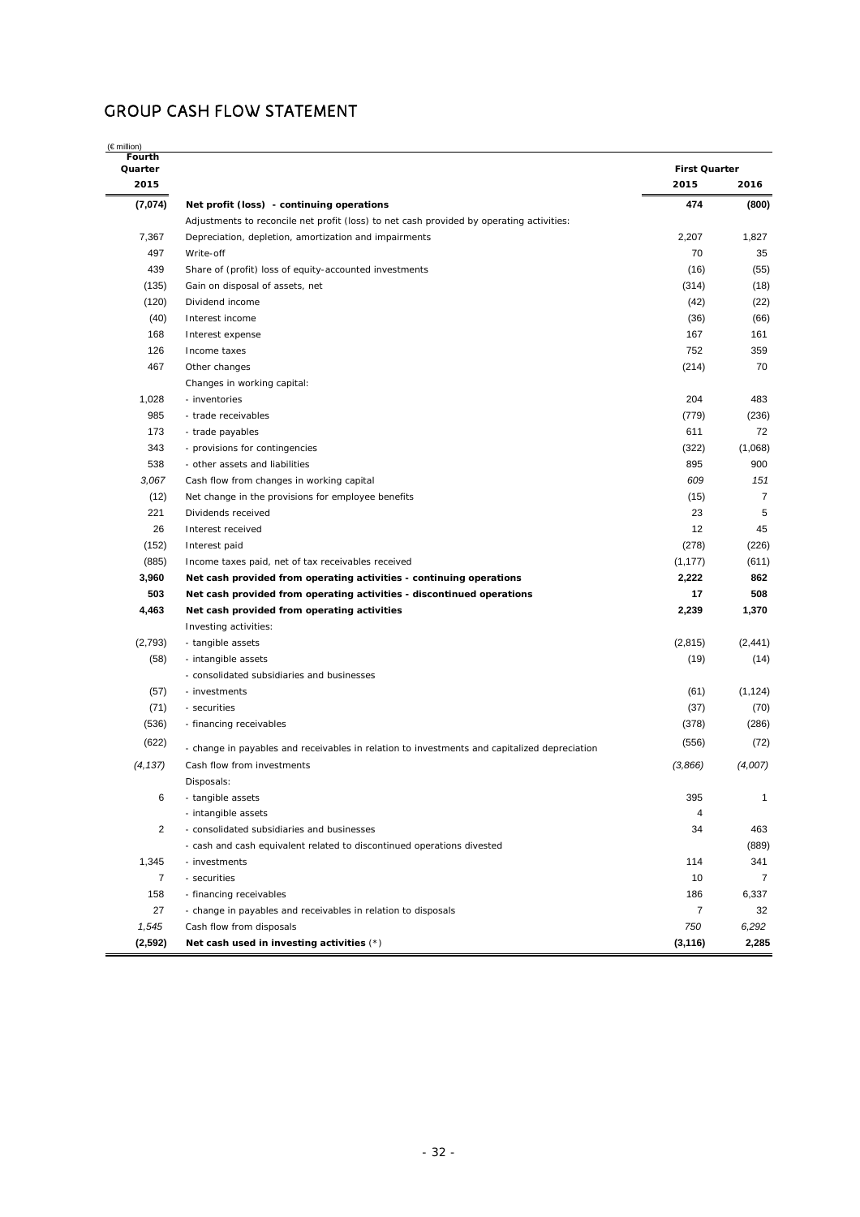## GROUP CASH FLOW STATEMENT

(€ million)

| Fourth Quarter 2015 | | First Quarter 2015 | First Quarter 2016 |
|---|---|---|---|
| **(7,074)** | **Net profit (loss) - continuing operations** | **474** | **(800)** |
| | Adjustments to reconcile net profit (loss) to net cash provided by operating activities: | | |
| 7,367 | Depreciation, depletion, amortization and impairments | 2,207 | 1,827 |
| 497 | Write-off | 70 | 35 |
| 439 | Share of (profit) loss of equity-accounted investments | (16) | (55) |
| (135) | Gain on disposal of assets, net | (314) | (18) |
| (120) | Dividend income | (42) | (22) |
| (40) | Interest income | (36) | (66) |
| 168 | Interest expense | 167 | 161 |
| 126 | Income taxes | 752 | 359 |
| 467 | Other changes | (214) | 70 |
| | Changes in working capital: | | |
| 1,028 | - inventories | 204 | 483 |
| 985 | - trade receivables | (779) | (236) |
| 173 | - trade payables | 611 | 72 |
| 343 | - provisions for contingencies | (322) | (1,068) |
| 538 | - other assets and liabilities | 895 | 900 |
| *3,067* | *Cash flow from changes in working capital* | *609* | *151* |
| (12) | Net change in the provisions for employee benefits | (15) | 7 |
| 221 | Dividends received | 23 | 5 |
| 26 | Interest received | 12 | 45 |
| (152) | Interest paid | (278) | (226) |
| (885) | Income taxes paid, net of tax receivables received | (1,177) | (611) |
| **3,960** | **Net cash provided from operating activities - continuing operations** | **2,222** | **862** |
| **503** | **Net cash provided from operating activities - discontinued operations** | **17** | **508** |
| **4,463** | **Net cash provided from operating activities** | **2,239** | **1,370** |
| | Investing activities: | | |
| (2,793) | - tangible assets | (2,815) | (2,441) |
| (58) | - intangible assets | (19) | (14) |
| | - consolidated subsidiaries and businesses | | |
| (57) | - investments | (61) | (1,124) |
| (71) | - securities | (37) | (70) |
| (536) | - financing receivables | (378) | (286) |
| (622) | - change in payables and receivables in relation to investments and capitalized depreciation | (556) | (72) |
| *(4,137)* | *Cash flow from investments* | *(3,866)* | *(4,007)* |
| | Disposals: | | |
| 6 | - tangible assets | 395 | 1 |
| | - intangible assets | 4 | |
| 2 | - consolidated subsidiaries and businesses | 34 | 463 |
| | - cash and cash equivalent related to discontinued operations divested | | (889) |
| 1,345 | - investments | 114 | 341 |
| 7 | - securities | 10 | 7 |
| 158 | - financing receivables | 186 | 6,337 |
| 27 | - change in payables and receivables in relation to disposals | 7 | 32 |
| *1,545* | *Cash flow from disposals* | *750* | *6,292* |
| **(2,592)** | **Net cash used in investing activities** (*) | **(3,116)** | **2,285** |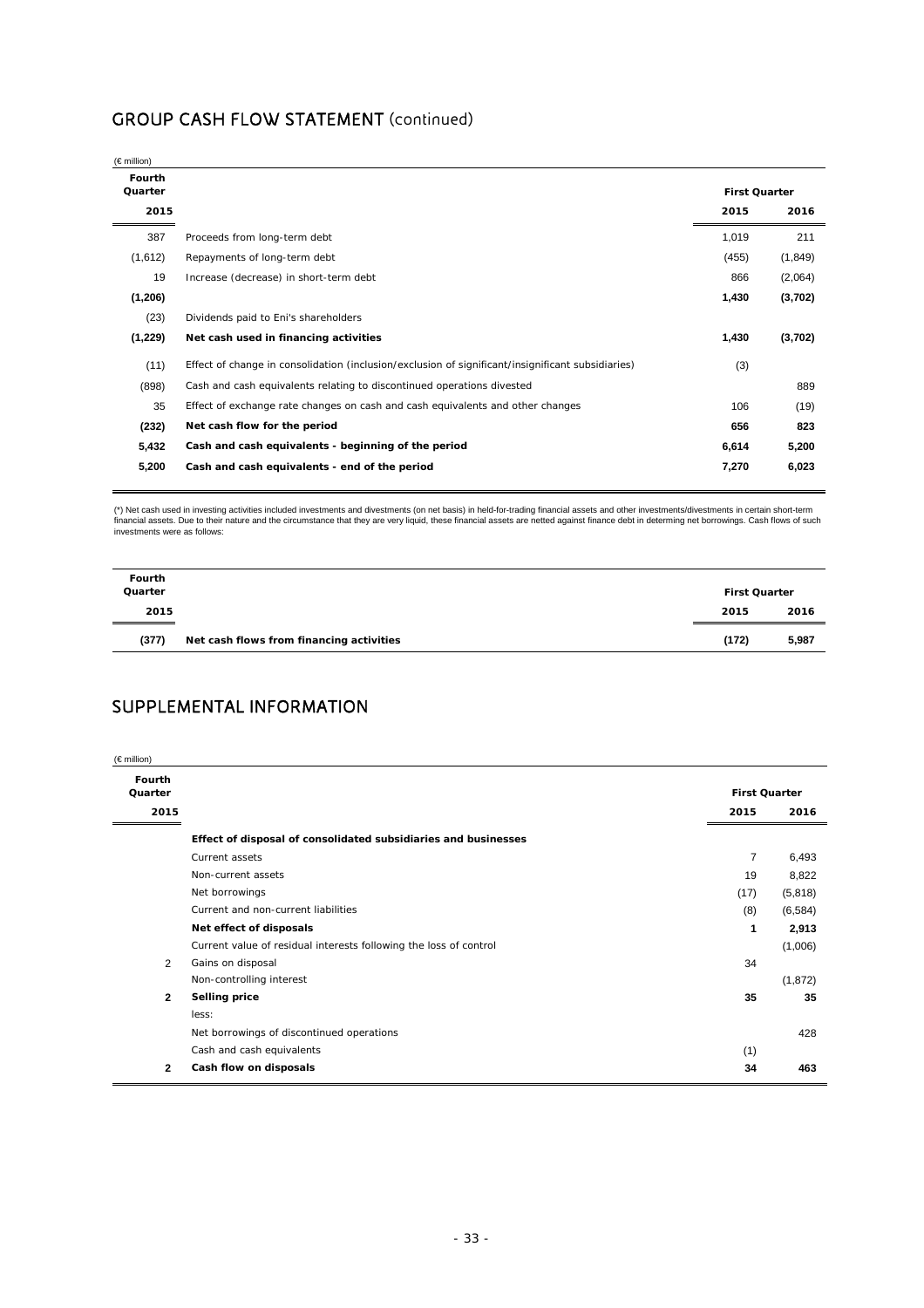## GROUP CASH FLOW STATEMENT (continued)

(€ million)

| Fourth Quarter 2015 | | First Quarter 2015 | First Quarter 2016 |
|---|---|---|---|
| 387 | Proceeds from long-term debt | 1,019 | 211 |
| (1,612) | Repayments of long-term debt | (455) | (1,849) |
| 19 | Increase (decrease) in short-term debt | 866 | (2,064) |
| **(1,206)** | | **1,430** | **(3,702)** |
| (23) | Dividends paid to Eni's shareholders | | |
| **(1,229)** | **Net cash used in financing activities** | **1,430** | **(3,702)** |
| (11) | Effect of change in consolidation (inclusion/exclusion of significant/insignificant subsidiaries) | (3) | |
| (898) | Cash and cash equivalents relating to discontinued operations divested | | 889 |
| 35 | Effect of exchange rate changes on cash and cash equivalents and other changes | 106 | (19) |
| **(232)** | **Net cash flow for the period** | **656** | **823** |
| **5,432** | **Cash and cash equivalents - beginning of the period** | **6,614** | **5,200** |
| **5,200** | **Cash and cash equivalents - end of the period** | **7,270** | **6,023** |

(*) Net cash used in investing activities included investments and divestments (on net basis) in held-for-trading financial assets and other investments/divestments in certain short-term financial assets. Due to their nature and the circumstance that they are very liquid, these financial assets are netted against finance debt in determing net borrowings. Cash flows of such investments were as follows:

| Fourth Quarter 2015 | | First Quarter 2015 | First Quarter 2016 |
|---|---|---|---|
| (377) | **Net cash flows from financing activities** | (172) | 5,987 |

## SUPPLEMENTAL INFORMATION

(€ million)

| Fourth Quarter 2015 | | First Quarter 2015 | First Quarter 2016 |
|---|---|---|---|
| | **Effect of disposal of consolidated subsidiaries and businesses** | | |
| | Current assets | 7 | 6,493 |
| | Non-current assets | 19 | 8,822 |
| | Net borrowings | (17) | (5,818) |
| | Current and non-current liabilities | (8) | (6,584) |
| | **Net effect of disposals** | **1** | **2,913** |
| | Current value of residual interests following the loss of control | | (1,006) |
| 2 | Gains on disposal | 34 | |
| | Non-controlling interest | | (1,872) |
| **2** | **Selling price** | **35** | **35** |
| | less: | | |
| | Net borrowings of discontinued operations | | 428 |
| | Cash and cash equivalents | (1) | |
| **2** | **Cash flow on disposals** | **34** | **463** |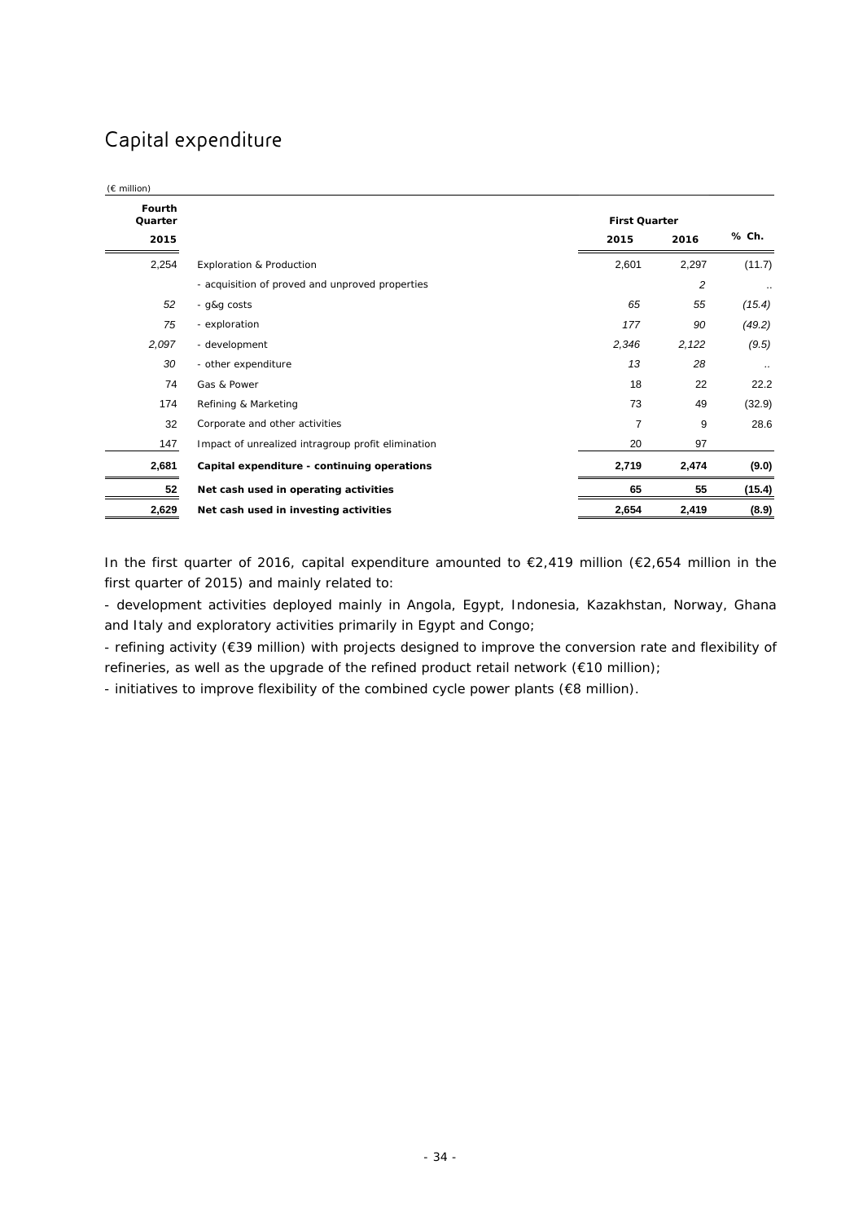# Capital expenditure

(€ million)

| Fourth Quarter 2015 | | First Quarter 2015 | First Quarter 2016 | % Ch. |
|---|---|---|---|---|
| 2,254 | Exploration & Production | 2,601 | 2,297 | (11.7) |
| | - acquisition of proved and unproved properties | | *2* | .. |
| *52* | - g&g costs | *65* | *55* | *(15.4)* |
| *75* | - exploration | *177* | *90* | *(49.2)* |
| *2,097* | - development | *2,346* | *2,122* | *(9.5)* |
| *30* | - other expenditure | *13* | *28* | .. |
| 74 | Gas & Power | 18 | 22 | 22.2 |
| 174 | Refining & Marketing | 73 | 49 | (32.9) |
| 32 | Corporate and other activities | 7 | 9 | 28.6 |
| 147 | Impact of unrealized intragroup profit elimination | 20 | 97 | |
| **2,681** | **Capital expenditure - continuing operations** | **2,719** | **2,474** | **(9.0)** |
| **52** | **Net cash used in operating activities** | **65** | **55** | **(15.4)** |
| **2,629** | **Net cash used in investing activities** | **2,654** | **2,419** | **(8.9)** |

In the first quarter of 2016, capital expenditure amounted to €2,419 million (€2,654 million in the first quarter of 2015) and mainly related to:

- development activities deployed mainly in Angola, Egypt, Indonesia, Kazakhstan, Norway, Ghana and Italy and exploratory activities primarily in Egypt and Congo;
- refining activity (€39 million) with projects designed to improve the conversion rate and flexibility of refineries, as well as the upgrade of the refined product retail network (€10 million);
- initiatives to improve flexibility of the combined cycle power plants (€8 million).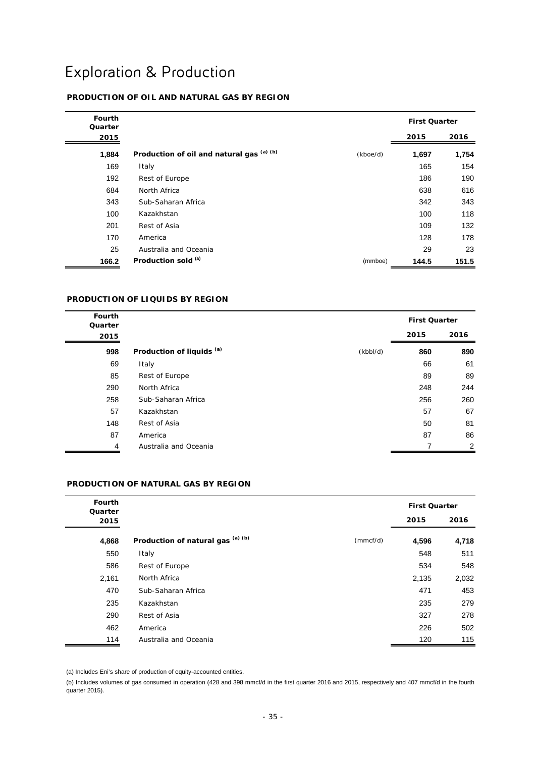# Exploration & Production

## PRODUCTION OF OIL AND NATURAL GAS BY REGION

| Fourth Quarter 2015 | | | First Quarter 2015 | First Quarter 2016 |
|---|---|---|---|---|
| **1,884** | **Production of oil and natural gas (a) (b)** | (kboe/d) | **1,697** | **1,754** |
| 169 | Italy | | 165 | 154 |
| 192 | Rest of Europe | | 186 | 190 |
| 684 | North Africa | | 638 | 616 |
| 343 | Sub-Saharan Africa | | 342 | 343 |
| 100 | Kazakhstan | | 100 | 118 |
| 201 | Rest of Asia | | 109 | 132 |
| 170 | America | | 128 | 178 |
| 25 | Australia and Oceania | | 29 | 23 |
| **166.2** | **Production sold (a)** | (mmboe) | **144.5** | **151.5** |

## PRODUCTION OF LIQUIDS BY REGION

| Fourth Quarter 2015 | | | First Quarter 2015 | First Quarter 2016 |
|---|---|---|---|---|
| **998** | **Production of liquids (a)** | (kbbl/d) | **860** | **890** |
| 69 | Italy | | 66 | 61 |
| 85 | Rest of Europe | | 89 | 89 |
| 290 | North Africa | | 248 | 244 |
| 258 | Sub-Saharan Africa | | 256 | 260 |
| 57 | Kazakhstan | | 57 | 67 |
| 148 | Rest of Asia | | 50 | 81 |
| 87 | America | | 87 | 86 |
| 4 | Australia and Oceania | | 7 | 2 |

## PRODUCTION OF NATURAL GAS BY REGION

| Fourth Quarter 2015 | | | First Quarter 2015 | First Quarter 2016 |
|---|---|---|---|---|
| **4,868** | **Production of natural gas (a) (b)** | (mmcf/d) | **4,596** | **4,718** |
| 550 | Italy | | 548 | 511 |
| 586 | Rest of Europe | | 534 | 548 |
| 2,161 | North Africa | | 2,135 | 2,032 |
| 470 | Sub-Saharan Africa | | 471 | 453 |
| 235 | Kazakhstan | | 235 | 279 |
| 290 | Rest of Asia | | 327 | 278 |
| 462 | America | | 226 | 502 |
| 114 | Australia and Oceania | | 120 | 115 |

(a) Includes Eni's share of production of equity-accounted entities.

(b) Includes volumes of gas consumed in operation (428 and 398 mmcf/d in the first quarter 2016 and 2015, respectively and 407 mmcf/d in the fourth quarter 2015).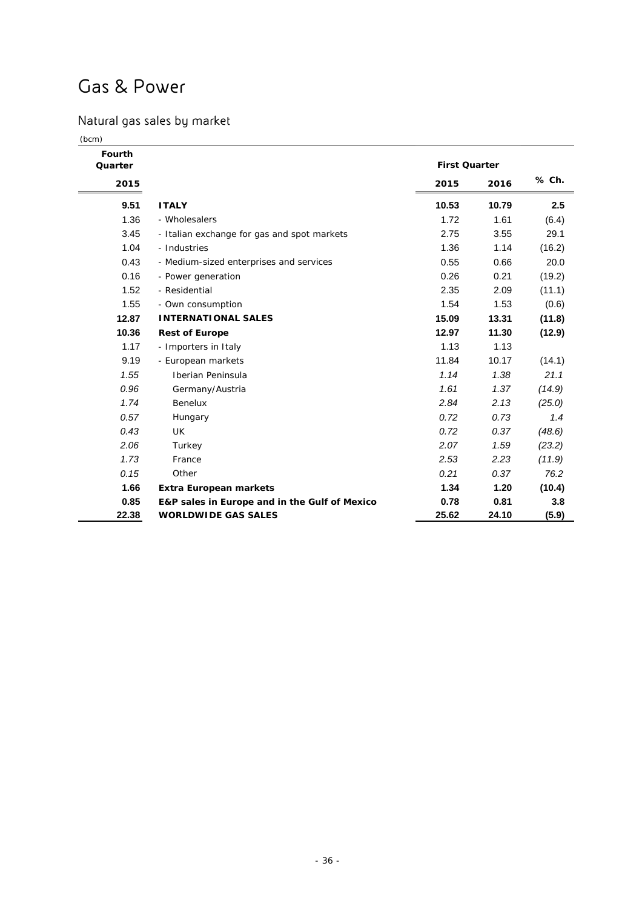# Gas & Power

## Natural gas sales by market

(bcm)

| Fourth Quarter 2015 | | First Quarter 2015 | First Quarter 2016 | % Ch. |
|---|---|---|---|---|
| **9.51** | **ITALY** | **10.53** | **10.79** | **2.5** |
| 1.36 | - Wholesalers | 1.72 | 1.61 | (6.4) |
| 3.45 | - Italian exchange for gas and spot markets | 2.75 | 3.55 | 29.1 |
| 1.04 | - Industries | 1.36 | 1.14 | (16.2) |
| 0.43 | - Medium-sized enterprises and services | 0.55 | 0.66 | 20.0 |
| 0.16 | - Power generation | 0.26 | 0.21 | (19.2) |
| 1.52 | - Residential | 2.35 | 2.09 | (11.1) |
| 1.55 | - Own consumption | 1.54 | 1.53 | (0.6) |
| **12.87** | **INTERNATIONAL SALES** | **15.09** | **13.31** | **(11.8)** |
| **10.36** | **Rest of Europe** | **12.97** | **11.30** | **(12.9)** |
| 1.17 | - Importers in Italy | 1.13 | 1.13 | |
| 9.19 | - European markets | 11.84 | 10.17 | (14.1) |
| *1.55* | Iberian Peninsula | *1.14* | *1.38* | *21.1* |
| *0.96* | Germany/Austria | *1.61* | *1.37* | *(14.9)* |
| *1.74* | Benelux | *2.84* | *2.13* | *(25.0)* |
| *0.57* | Hungary | *0.72* | *0.73* | *1.4* |
| *0.43* | UK | *0.72* | *0.37* | *(48.6)* |
| *2.06* | Turkey | *2.07* | *1.59* | *(23.2)* |
| *1.73* | France | *2.53* | *2.23* | *(11.9)* |
| *0.15* | Other | *0.21* | *0.37* | *76.2* |
| **1.66** | **Extra European markets** | **1.34** | **1.20** | **(10.4)** |
| **0.85** | **E&P sales in Europe and in the Gulf of Mexico** | **0.78** | **0.81** | **3.8** |
| **22.38** | **WORLDWIDE GAS SALES** | **25.62** | **24.10** | **(5.9)** |